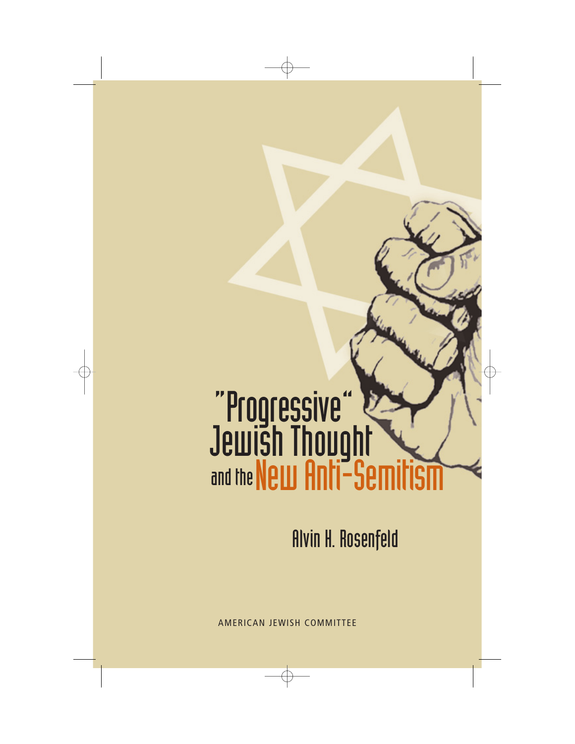# "Progressive" Jewish Thought and the New Anti-Semitism

Alvin H. Rosenfeld

AMERICAN JEWISH COMMITTEE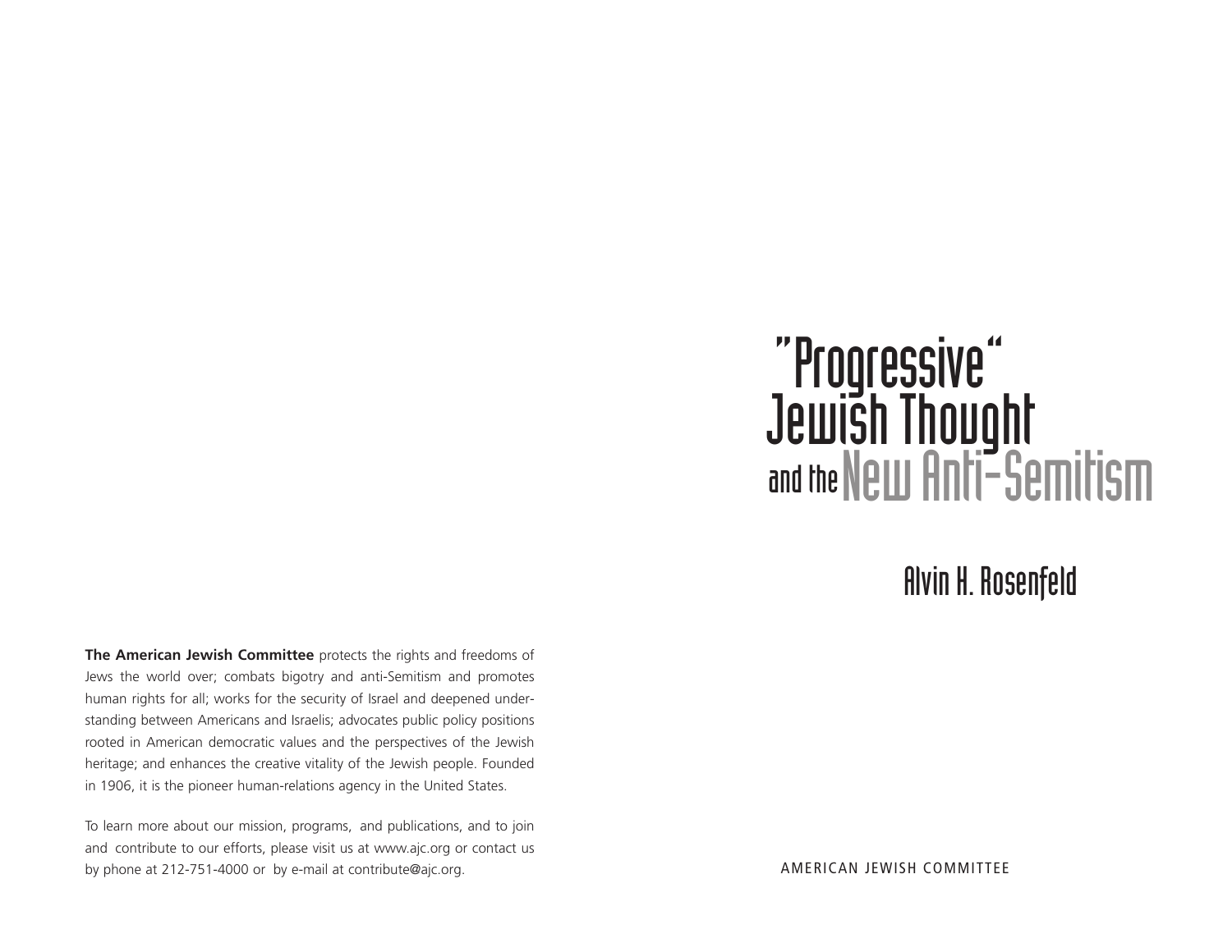# "Progressive" Jewish Thought and the New Anti-Semitism

## Alvin H. Rosenfeld

AMERICAN JEWISH COMMITTEE

**The American Jewish Committee** protects the rights and freedoms of Jews the world over; combats bigotry and anti-Semitism and promotes human rights for all; works for the security of Israel and deepened understanding between Americans and Israelis; advocates public policy positions rooted in American democratic values and the perspectives of the Jewish heritage; and enhances the creative vitality of the Jewish people. Founded in 1906, it is the pioneer human-relations agency in the United States.

To learn more about our mission, programs, and publications, and to join and contribute to our efforts, please visit us at www.ajc.org or contact us by phone at 212-751-4000 or by e-mail at contribute@ajc.org.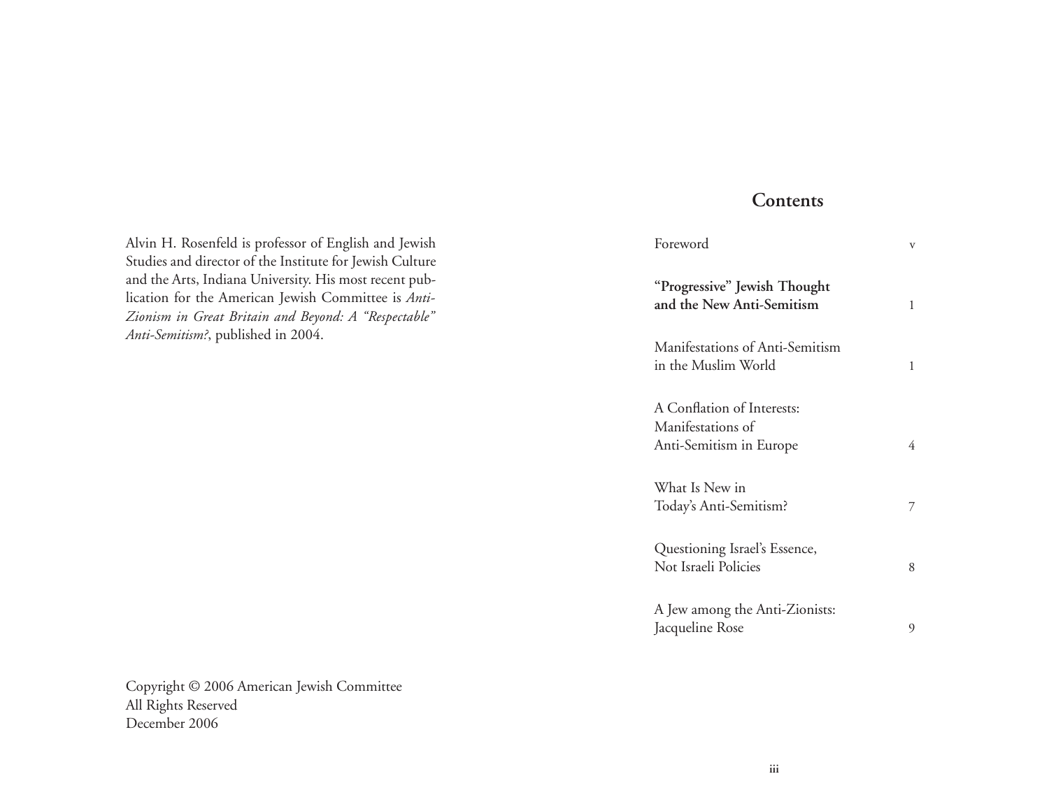Alvin H. Rosenfeld is professor of English and Jewish Studies and director of the Institute for Jewish Culture and the Arts, Indiana University. His most recent publication for the American Jewish Committee is *Anti-Zionism in Great Britain and Beyond: A "Respectable" Anti-Semitism?*, published in 2004.

Copyright © 2006 American Jewish Committee
All Rights Reserved
December 2006

## Contents

| | |
|---|---|
| Foreword | v |
| **"Progressive" Jewish Thought and the New Anti-Semitism** | 1 |
| Manifestations of Anti-Semitism in the Muslim World | 1 |
| A Conflation of Interests: Manifestations of Anti-Semitism in Europe | 4 |
| What Is New in Today's Anti-Semitism? | 7 |
| Questioning Israel's Essence, Not Israeli Policies | 8 |
| A Jew among the Anti-Zionists: Jacqueline Rose | 9 |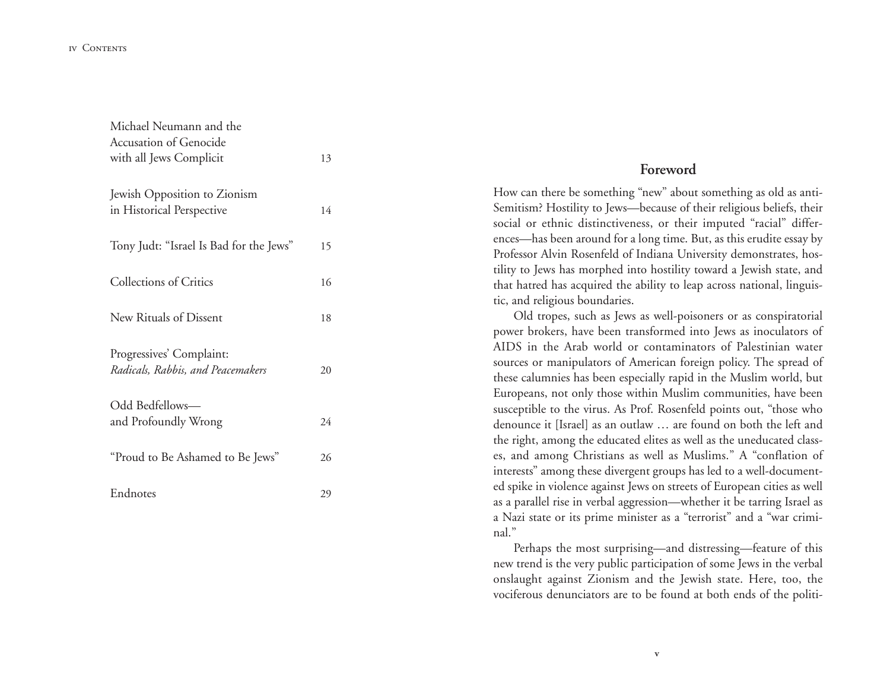| | |
|---|---|
| Michael Neumann and the Accusation of Genocide with all Jews Complicit | 13 |
| Jewish Opposition to Zionism in Historical Perspective | 14 |
| Tony Judt: "Israel Is Bad for the Jews" | 15 |
| Collections of Critics | 16 |
| New Rituals of Dissent | 18 |
| Progressives' Complaint: *Radicals, Rabbis, and Peacemakers* | 20 |
| Odd Bedfellows—and Profoundly Wrong | 24 |
| "Proud to Be Ashamed to Be Jews" | 26 |
| Endnotes | 29 |

## Foreword

How can there be something "new" about something as old as anti-Semitism? Hostility to Jews—because of their religious beliefs, their social or ethnic distinctiveness, or their imputed "racial" differences—has been around for a long time. But, as this erudite essay by Professor Alvin Rosenfeld of Indiana University demonstrates, hostility to Jews has morphed into hostility toward a Jewish state, and that hatred has acquired the ability to leap across national, linguistic, and religious boundaries.

Old tropes, such as Jews as well-poisoners or as conspiratorial power brokers, have been transformed into Jews as inoculators of AIDS in the Arab world or contaminators of Palestinian water sources or manipulators of American foreign policy. The spread of these calumnies has been especially rapid in the Muslim world, but Europeans, not only those within Muslim communities, have been susceptible to the virus. As Prof. Rosenfeld points out, "those who denounce it [Israel] as an outlaw … are found on both the left and the right, among the educated elites as well as the uneducated classes, and among Christians as well as Muslims." A "conflation of interests" among these divergent groups has led to a well-documented spike in violence against Jews on streets of European cities as well as a parallel rise in verbal aggression—whether it be tarring Israel as a Nazi state or its prime minister as a "terrorist" and a "war criminal."

Perhaps the most surprising—and distressing—feature of this new trend is the very public participation of some Jews in the verbal onslaught against Zionism and the Jewish state. Here, too, the vociferous denunciators are to be found at both ends of the politi-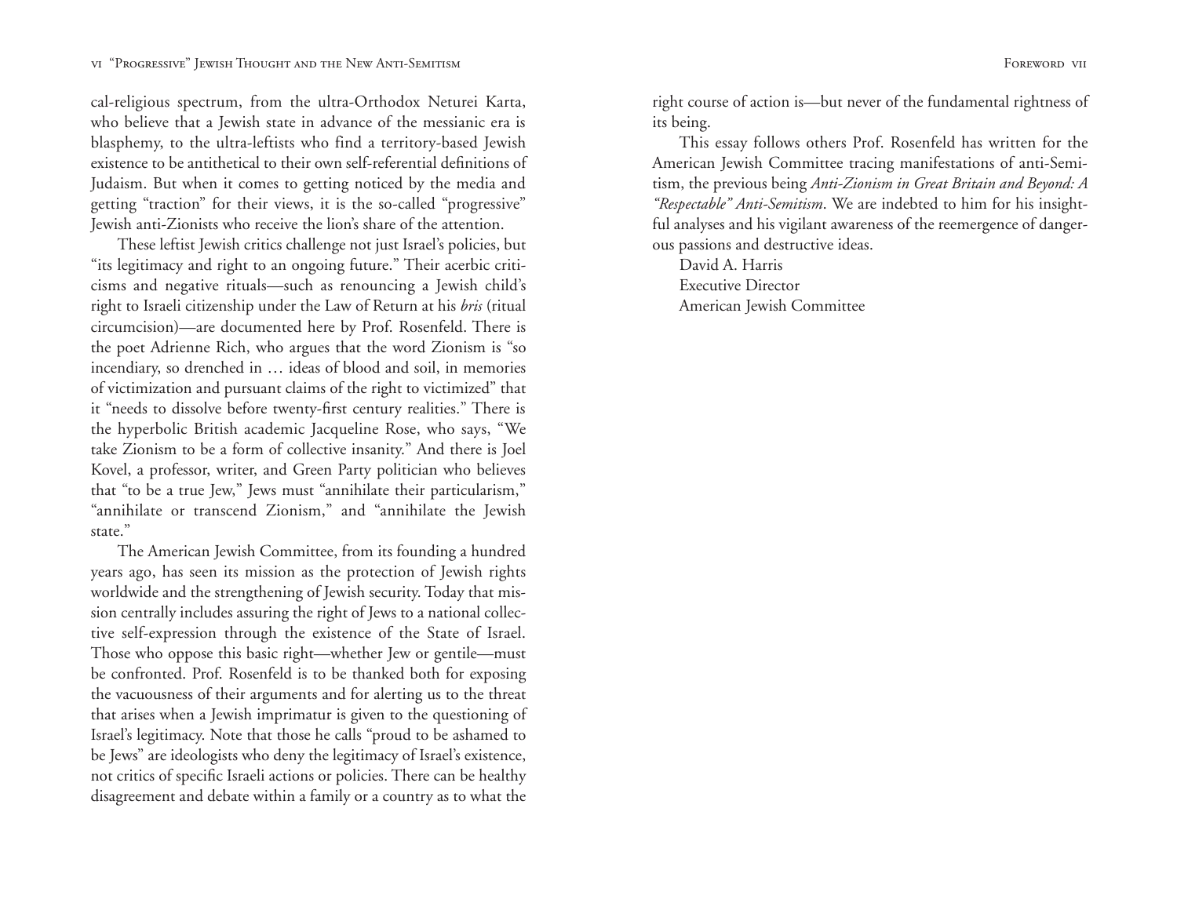cal-religious spectrum, from the ultra-Orthodox Neturei Karta, who believe that a Jewish state in advance of the messianic era is blasphemy, to the ultra-leftists who find a territory-based Jewish existence to be antithetical to their own self-referential definitions of Judaism. But when it comes to getting noticed by the media and getting "traction" for their views, it is the so-called "progressive" Jewish anti-Zionists who receive the lion's share of the attention.

These leftist Jewish critics challenge not just Israel's policies, but "its legitimacy and right to an ongoing future." Their acerbic criticisms and negative rituals—such as renouncing a Jewish child's right to Israeli citizenship under the Law of Return at his *bris* (ritual circumcision)—are documented here by Prof. Rosenfeld. There is the poet Adrienne Rich, who argues that the word Zionism is "so incendiary, so drenched in … ideas of blood and soil, in memories of victimization and pursuant claims of the right to victimized" that it "needs to dissolve before twenty-first century realities." There is the hyperbolic British academic Jacqueline Rose, who says, "We take Zionism to be a form of collective insanity." And there is Joel Kovel, a professor, writer, and Green Party politician who believes that "to be a true Jew," Jews must "annihilate their particularism," "annihilate or transcend Zionism," and "annihilate the Jewish state."

The American Jewish Committee, from its founding a hundred years ago, has seen its mission as the protection of Jewish rights worldwide and the strengthening of Jewish security. Today that mission centrally includes assuring the right of Jews to a national collective self-expression through the existence of the State of Israel. Those who oppose this basic right—whether Jew or gentile—must be confronted. Prof. Rosenfeld is to be thanked both for exposing the vacuousness of their arguments and for alerting us to the threat that arises when a Jewish imprimatur is given to the questioning of Israel's legitimacy. Note that those he calls "proud to be ashamed to be Jews" are ideologists who deny the legitimacy of Israel's existence, not critics of specific Israeli actions or policies. There can be healthy disagreement and debate within a family or a country as to what the right course of action is—but never of the fundamental rightness of its being.

This essay follows others Prof. Rosenfeld has written for the American Jewish Committee tracing manifestations of anti-Semitism, the previous being *Anti-Zionism in Great Britain and Beyond: A "Respectable" Anti-Semitism*. We are indebted to him for his insightful analyses and his vigilant awareness of the reemergence of dangerous passions and destructive ideas.

David A. Harris
Executive Director
American Jewish Committee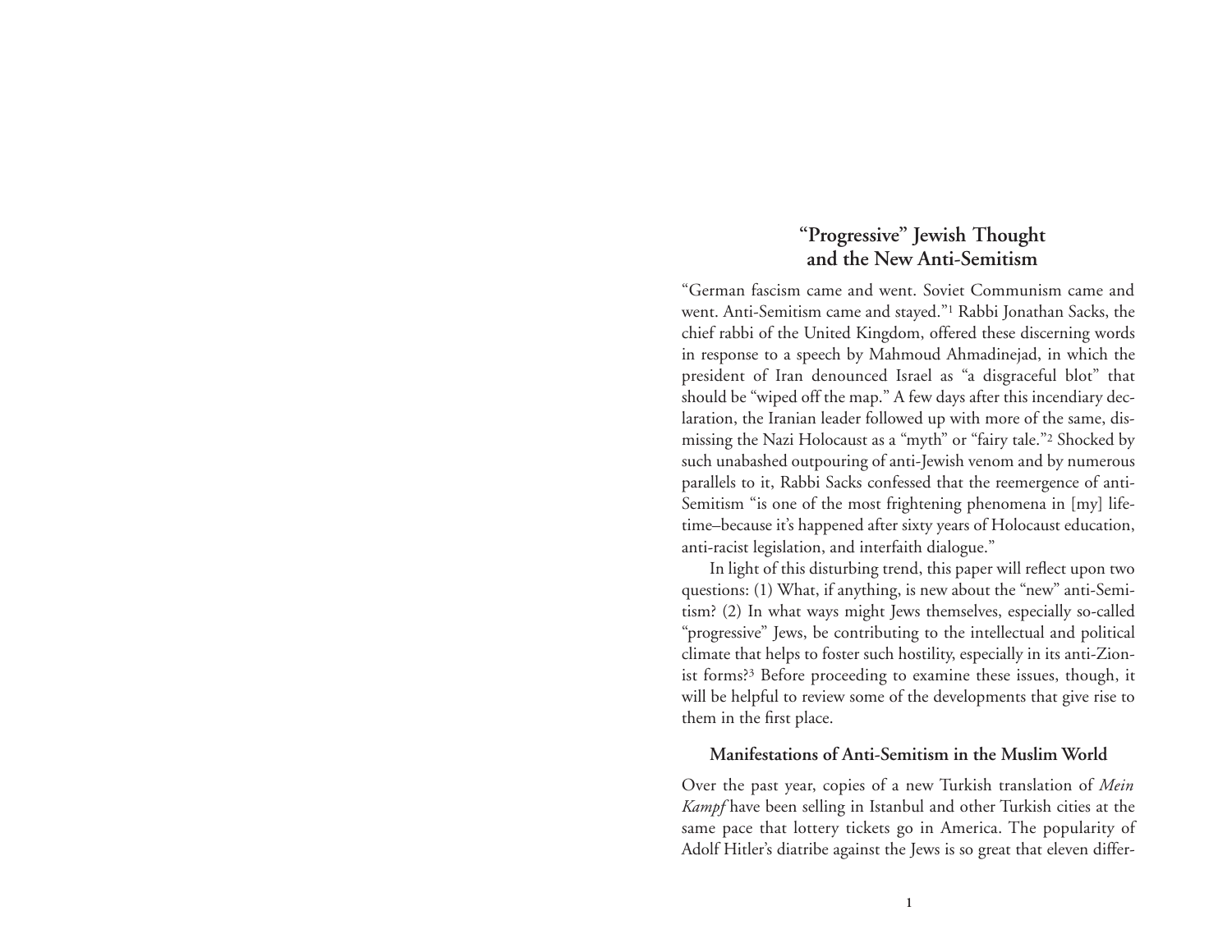# "Progressive" Jewish Thought and the New Anti-Semitism

"German fascism came and went. Soviet Communism came and went. Anti-Semitism came and stayed."[1] Rabbi Jonathan Sacks, the chief rabbi of the United Kingdom, offered these discerning words in response to a speech by Mahmoud Ahmadinejad, in which the president of Iran denounced Israel as "a disgraceful blot" that should be "wiped off the map." A few days after this incendiary declaration, the Iranian leader followed up with more of the same, dismissing the Nazi Holocaust as a "myth" or "fairy tale."[2] Shocked by such unabashed outpouring of anti-Jewish venom and by numerous parallels to it, Rabbi Sacks confessed that the reemergence of anti-Semitism "is one of the most frightening phenomena in [my] lifetime–because it's happened after sixty years of Holocaust education, anti-racist legislation, and interfaith dialogue."

In light of this disturbing trend, this paper will reflect upon two questions: (1) What, if anything, is new about the "new" anti-Semitism? (2) In what ways might Jews themselves, especially so-called "progressive" Jews, be contributing to the intellectual and political climate that helps to foster such hostility, especially in its anti-Zionist forms?[3] Before proceeding to examine these issues, though, it will be helpful to review some of the developments that give rise to them in the first place.

## Manifestations of Anti-Semitism in the Muslim World

Over the past year, copies of a new Turkish translation of *Mein Kampf* have been selling in Istanbul and other Turkish cities at the same pace that lottery tickets go in America. The popularity of Adolf Hitler's diatribe against the Jews is so great that eleven differ-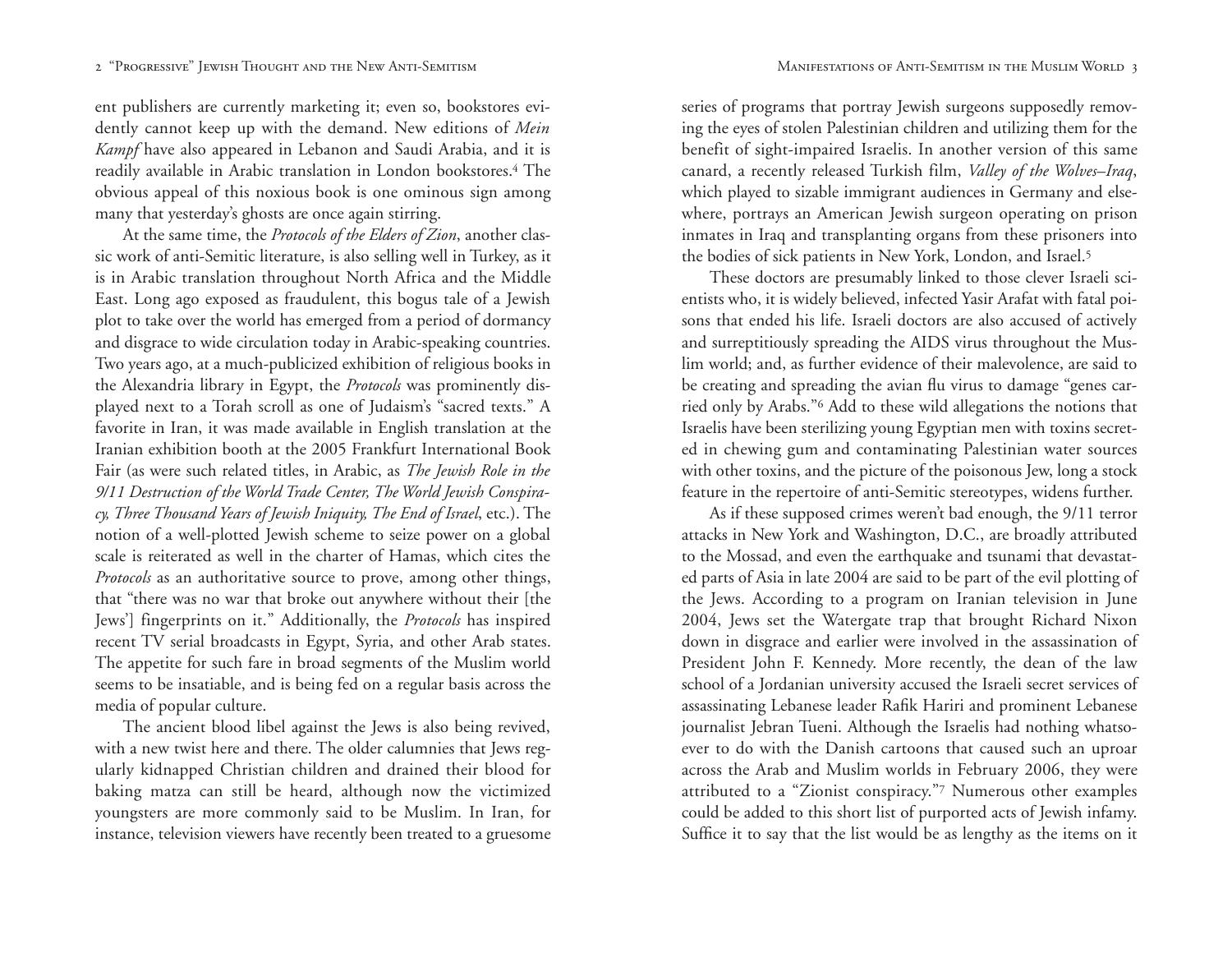ent publishers are currently marketing it; even so, bookstores evidently cannot keep up with the demand. New editions of *Mein Kampf* have also appeared in Lebanon and Saudi Arabia, and it is readily available in Arabic translation in London bookstores.[4] The obvious appeal of this noxious book is one ominous sign among many that yesterday's ghosts are once again stirring.

At the same time, the *Protocols of the Elders of Zion*, another classic work of anti-Semitic literature, is also selling well in Turkey, as it is in Arabic translation throughout North Africa and the Middle East. Long ago exposed as fraudulent, this bogus tale of a Jewish plot to take over the world has emerged from a period of dormancy and disgrace to wide circulation today in Arabic-speaking countries. Two years ago, at a much-publicized exhibition of religious books in the Alexandria library in Egypt, the *Protocols* was prominently displayed next to a Torah scroll as one of Judaism's "sacred texts." A favorite in Iran, it was made available in English translation at the Iranian exhibition booth at the 2005 Frankfurt International Book Fair (as were such related titles, in Arabic, as *The Jewish Role in the 9/11 Destruction of the World Trade Center, The World Jewish Conspiracy, Three Thousand Years of Jewish Iniquity, The End of Israel*, etc.). The notion of a well-plotted Jewish scheme to seize power on a global scale is reiterated as well in the charter of Hamas, which cites the *Protocols* as an authoritative source to prove, among other things, that "there was no war that broke out anywhere without their [the Jews'] fingerprints on it." Additionally, the *Protocols* has inspired recent TV serial broadcasts in Egypt, Syria, and other Arab states. The appetite for such fare in broad segments of the Muslim world seems to be insatiable, and is being fed on a regular basis across the media of popular culture.

The ancient blood libel against the Jews is also being revived, with a new twist here and there. The older calumnies that Jews regularly kidnapped Christian children and drained their blood for baking matza can still be heard, although now the victimized youngsters are more commonly said to be Muslim. In Iran, for instance, television viewers have recently been treated to a gruesome series of programs that portray Jewish surgeons supposedly removing the eyes of stolen Palestinian children and utilizing them for the benefit of sight-impaired Israelis. In another version of this same canard, a recently released Turkish film, *Valley of the Wolves–Iraq*, which played to sizable immigrant audiences in Germany and elsewhere, portrays an American Jewish surgeon operating on prison inmates in Iraq and transplanting organs from these prisoners into the bodies of sick patients in New York, London, and Israel.[5]

These doctors are presumably linked to those clever Israeli scientists who, it is widely believed, infected Yasir Arafat with fatal poisons that ended his life. Israeli doctors are also accused of actively and surreptitiously spreading the AIDS virus throughout the Muslim world; and, as further evidence of their malevolence, are said to be creating and spreading the avian flu virus to damage "genes carried only by Arabs."[6] Add to these wild allegations the notions that Israelis have been sterilizing young Egyptian men with toxins secreted in chewing gum and contaminating Palestinian water sources with other toxins, and the picture of the poisonous Jew, long a stock feature in the repertoire of anti-Semitic stereotypes, widens further.

As if these supposed crimes weren't bad enough, the 9/11 terror attacks in New York and Washington, D.C., are broadly attributed to the Mossad, and even the earthquake and tsunami that devastated parts of Asia in late 2004 are said to be part of the evil plotting of the Jews. According to a program on Iranian television in June 2004, Jews set the Watergate trap that brought Richard Nixon down in disgrace and earlier were involved in the assassination of President John F. Kennedy. More recently, the dean of the law school of a Jordanian university accused the Israeli secret services of assassinating Lebanese leader Rafik Hariri and prominent Lebanese journalist Jebran Tueni. Although the Israelis had nothing whatsoever to do with the Danish cartoons that caused such an uproar across the Arab and Muslim worlds in February 2006, they were attributed to a "Zionist conspiracy."[7] Numerous other examples could be added to this short list of purported acts of Jewish infamy. Suffice it to say that the list would be as lengthy as the items on it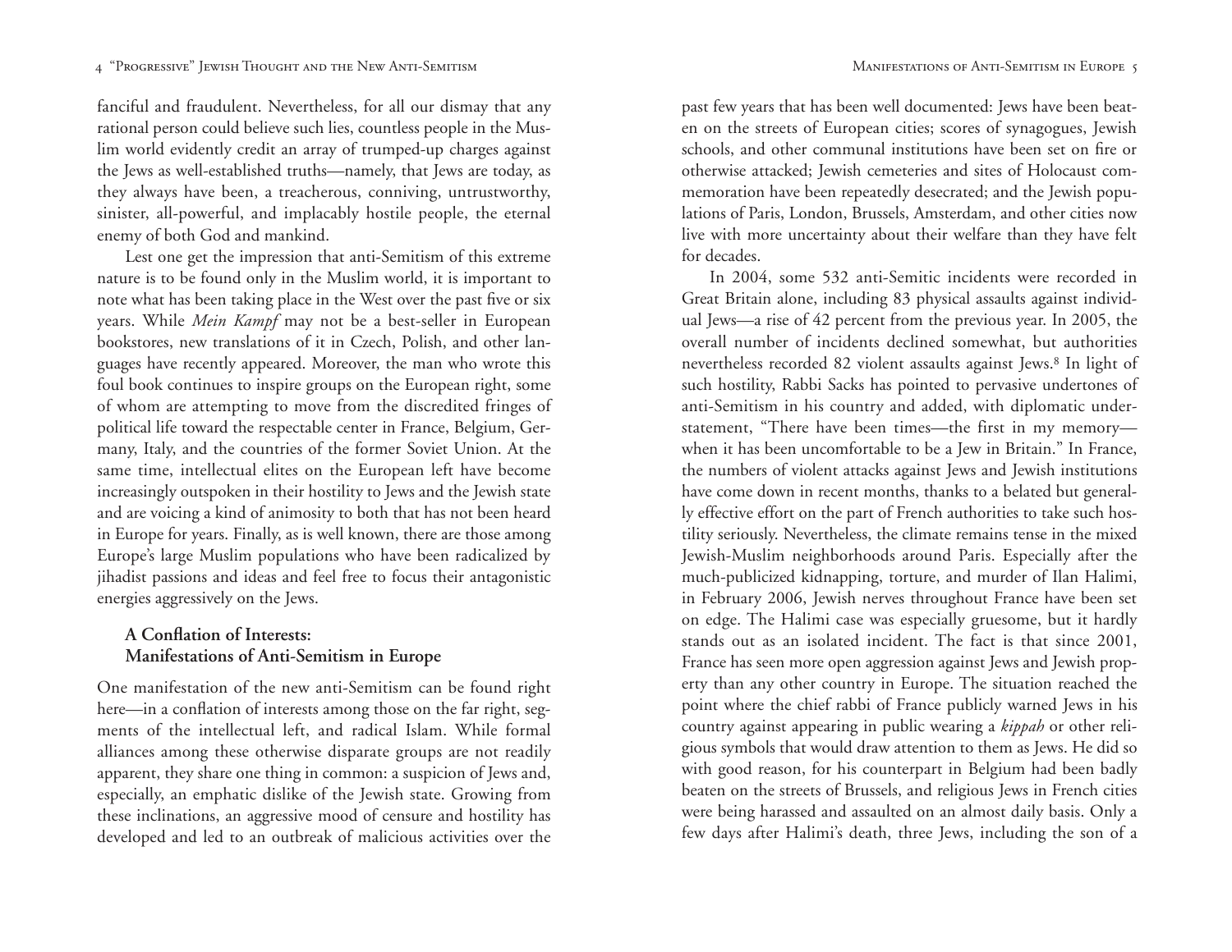fanciful and fraudulent. Nevertheless, for all our dismay that any rational person could believe such lies, countless people in the Muslim world evidently credit an array of trumped-up charges against the Jews as well-established truths—namely, that Jews are today, as they always have been, a treacherous, conniving, untrustworthy, sinister, all-powerful, and implacably hostile people, the eternal enemy of both God and mankind.

Lest one get the impression that anti-Semitism of this extreme nature is to be found only in the Muslim world, it is important to note what has been taking place in the West over the past five or six years. While *Mein Kampf* may not be a best-seller in European bookstores, new translations of it in Czech, Polish, and other languages have recently appeared. Moreover, the man who wrote this foul book continues to inspire groups on the European right, some of whom are attempting to move from the discredited fringes of political life toward the respectable center in France, Belgium, Germany, Italy, and the countries of the former Soviet Union. At the same time, intellectual elites on the European left have become increasingly outspoken in their hostility to Jews and the Jewish state and are voicing a kind of animosity to both that has not been heard in Europe for years. Finally, as is well known, there are those among Europe's large Muslim populations who have been radicalized by jihadist passions and ideas and feel free to focus their antagonistic energies aggressively on the Jews.

### A Conflation of Interests: Manifestations of Anti-Semitism in Europe

One manifestation of the new anti-Semitism can be found right here—in a conflation of interests among those on the far right, segments of the intellectual left, and radical Islam. While formal alliances among these otherwise disparate groups are not readily apparent, they share one thing in common: a suspicion of Jews and, especially, an emphatic dislike of the Jewish state. Growing from these inclinations, an aggressive mood of censure and hostility has developed and led to an outbreak of malicious activities over the past few years that has been well documented: Jews have been beaten on the streets of European cities; scores of synagogues, Jewish schools, and other communal institutions have been set on fire or otherwise attacked; Jewish cemeteries and sites of Holocaust commemoration have been repeatedly desecrated; and the Jewish populations of Paris, London, Brussels, Amsterdam, and other cities now live with more uncertainty about their welfare than they have felt for decades.

In 2004, some 532 anti-Semitic incidents were recorded in Great Britain alone, including 83 physical assaults against individual Jews—a rise of 42 percent from the previous year. In 2005, the overall number of incidents declined somewhat, but authorities nevertheless recorded 82 violent assaults against Jews.[8] In light of such hostility, Rabbi Sacks has pointed to pervasive undertones of anti-Semitism in his country and added, with diplomatic understatement, "There have been times—the first in my memory—when it has been uncomfortable to be a Jew in Britain." In France, the numbers of violent attacks against Jews and Jewish institutions have come down in recent months, thanks to a belated but generally effective effort on the part of French authorities to take such hostility seriously. Nevertheless, the climate remains tense in the mixed Jewish-Muslim neighborhoods around Paris. Especially after the much-publicized kidnapping, torture, and murder of Ilan Halimi, in February 2006, Jewish nerves throughout France have been set on edge. The Halimi case was especially gruesome, but it hardly stands out as an isolated incident. The fact is that since 2001, France has seen more open aggression against Jews and Jewish property than any other country in Europe. The situation reached the point where the chief rabbi of France publicly warned Jews in his country against appearing in public wearing a *kippah* or other religious symbols that would draw attention to them as Jews. He did so with good reason, for his counterpart in Belgium had been badly beaten on the streets of Brussels, and religious Jews in French cities were being harassed and assaulted on an almost daily basis. Only a few days after Halimi's death, three Jews, including the son of a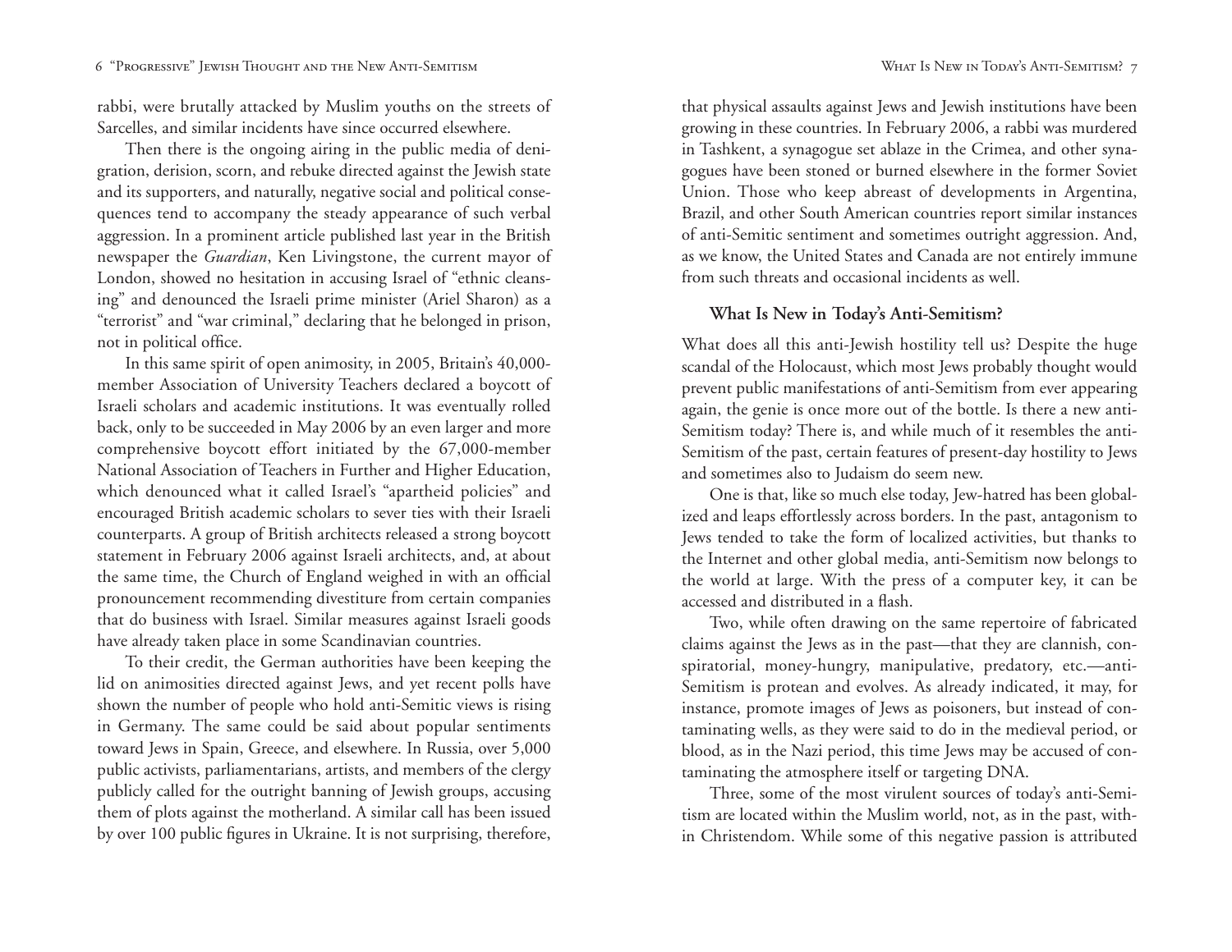rabbi, were brutally attacked by Muslim youths on the streets of Sarcelles, and similar incidents have since occurred elsewhere.

Then there is the ongoing airing in the public media of denigration, derision, scorn, and rebuke directed against the Jewish state and its supporters, and naturally, negative social and political consequences tend to accompany the steady appearance of such verbal aggression. In a prominent article published last year in the British newspaper the *Guardian*, Ken Livingstone, the current mayor of London, showed no hesitation in accusing Israel of "ethnic cleansing" and denounced the Israeli prime minister (Ariel Sharon) as a "terrorist" and "war criminal," declaring that he belonged in prison, not in political office.

In this same spirit of open animosity, in 2005, Britain's 40,000-member Association of University Teachers declared a boycott of Israeli scholars and academic institutions. It was eventually rolled back, only to be succeeded in May 2006 by an even larger and more comprehensive boycott effort initiated by the 67,000-member National Association of Teachers in Further and Higher Education, which denounced what it called Israel's "apartheid policies" and encouraged British academic scholars to sever ties with their Israeli counterparts. A group of British architects released a strong boycott statement in February 2006 against Israeli architects, and, at about the same time, the Church of England weighed in with an official pronouncement recommending divestiture from certain companies that do business with Israel. Similar measures against Israeli goods have already taken place in some Scandinavian countries.

To their credit, the German authorities have been keeping the lid on animosities directed against Jews, and yet recent polls have shown the number of people who hold anti-Semitic views is rising in Germany. The same could be said about popular sentiments toward Jews in Spain, Greece, and elsewhere. In Russia, over 5,000 public activists, parliamentarians, artists, and members of the clergy publicly called for the outright banning of Jewish groups, accusing them of plots against the motherland. A similar call has been issued by over 100 public figures in Ukraine. It is not surprising, therefore, that physical assaults against Jews and Jewish institutions have been growing in these countries. In February 2006, a rabbi was murdered in Tashkent, a synagogue set ablaze in the Crimea, and other synagogues have been stoned or burned elsewhere in the former Soviet Union. Those who keep abreast of developments in Argentina, Brazil, and other South American countries report similar instances of anti-Semitic sentiment and sometimes outright aggression. And, as we know, the United States and Canada are not entirely immune from such threats and occasional incidents as well.

## What Is New in Today's Anti-Semitism?

What does all this anti-Jewish hostility tell us? Despite the huge scandal of the Holocaust, which most Jews probably thought would prevent public manifestations of anti-Semitism from ever appearing again, the genie is once more out of the bottle. Is there a new anti-Semitism today? There is, and while much of it resembles the anti-Semitism of the past, certain features of present-day hostility to Jews and sometimes also to Judaism do seem new.

One is that, like so much else today, Jew-hatred has been globalized and leaps effortlessly across borders. In the past, antagonism to Jews tended to take the form of localized activities, but thanks to the Internet and other global media, anti-Semitism now belongs to the world at large. With the press of a computer key, it can be accessed and distributed in a flash.

Two, while often drawing on the same repertoire of fabricated claims against the Jews as in the past—that they are clannish, conspiratorial, money-hungry, manipulative, predatory, etc.—anti-Semitism is protean and evolves. As already indicated, it may, for instance, promote images of Jews as poisoners, but instead of contaminating wells, as they were said to do in the medieval period, or blood, as in the Nazi period, this time Jews may be accused of contaminating the atmosphere itself or targeting DNA.

Three, some of the most virulent sources of today's anti-Semitism are located within the Muslim world, not, as in the past, within Christendom. While some of this negative passion is attributed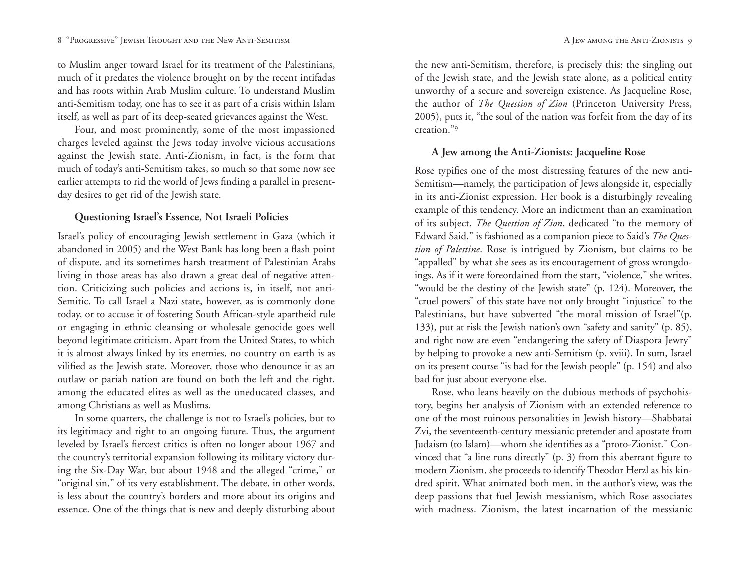to Muslim anger toward Israel for its treatment of the Palestinians, much of it predates the violence brought on by the recent intifadas and has roots within Arab Muslim culture. To understand Muslim anti-Semitism today, one has to see it as part of a crisis within Islam itself, as well as part of its deep-seated grievances against the West.

Four, and most prominently, some of the most impassioned charges leveled against the Jews today involve vicious accusations against the Jewish state. Anti-Zionism, in fact, is the form that much of today's anti-Semitism takes, so much so that some now see earlier attempts to rid the world of Jews finding a parallel in present-day desires to get rid of the Jewish state.

### Questioning Israel's Essence, Not Israeli Policies

Israel's policy of encouraging Jewish settlement in Gaza (which it abandoned in 2005) and the West Bank has long been a flash point of dispute, and its sometimes harsh treatment of Palestinian Arabs living in those areas has also drawn a great deal of negative attention. Criticizing such policies and actions is, in itself, not anti-Semitic. To call Israel a Nazi state, however, as is commonly done today, or to accuse it of fostering South African-style apartheid rule or engaging in ethnic cleansing or wholesale genocide goes well beyond legitimate criticism. Apart from the United States, to which it is almost always linked by its enemies, no country on earth is as vilified as the Jewish state. Moreover, those who denounce it as an outlaw or pariah nation are found on both the left and the right, among the educated elites as well as the uneducated classes, and among Christians as well as Muslims.

In some quarters, the challenge is not to Israel's policies, but to its legitimacy and right to an ongoing future. Thus, the argument leveled by Israel's fiercest critics is often no longer about 1967 and the country's territorial expansion following its military victory during the Six-Day War, but about 1948 and the alleged "crime," or "original sin," of its very establishment. The debate, in other words, is less about the country's borders and more about its origins and essence. One of the things that is new and deeply disturbing about the new anti-Semitism, therefore, is precisely this: the singling out of the Jewish state, and the Jewish state alone, as a political entity unworthy of a secure and sovereign existence. As Jacqueline Rose, the author of *The Question of Zion* (Princeton University Press, 2005), puts it, "the soul of the nation was forfeit from the day of its creation."[9]

### A Jew among the Anti-Zionists: Jacqueline Rose

Rose typifies one of the most distressing features of the new anti-Semitism—namely, the participation of Jews alongside it, especially in its anti-Zionist expression. Her book is a disturbingly revealing example of this tendency. More an indictment than an examination of its subject, *The Question of Zion*, dedicated "to the memory of Edward Said," is fashioned as a companion piece to Said's *The Question of Palestine*. Rose is intrigued by Zionism, but claims to be "appalled" by what she sees as its encouragement of gross wrongdoings. As if it were foreordained from the start, "violence," she writes, "would be the destiny of the Jewish state" (p. 124). Moreover, the "cruel powers" of this state have not only brought "injustice" to the Palestinians, but have subverted "the moral mission of Israel"(p. 133), put at risk the Jewish nation's own "safety and sanity" (p. 85), and right now are even "endangering the safety of Diaspora Jewry" by helping to provoke a new anti-Semitism (p. xviii). In sum, Israel on its present course "is bad for the Jewish people" (p. 154) and also bad for just about everyone else.

Rose, who leans heavily on the dubious methods of psychohistory, begins her analysis of Zionism with an extended reference to one of the most ruinous personalities in Jewish history—Shabbatai Zvi, the seventeenth-century messianic pretender and apostate from Judaism (to Islam)—whom she identifies as a "proto-Zionist." Convinced that "a line runs directly" (p. 3) from this aberrant figure to modern Zionism, she proceeds to identify Theodor Herzl as his kindred spirit. What animated both men, in the author's view, was the deep passions that fuel Jewish messianism, which Rose associates with madness. Zionism, the latest incarnation of the messianic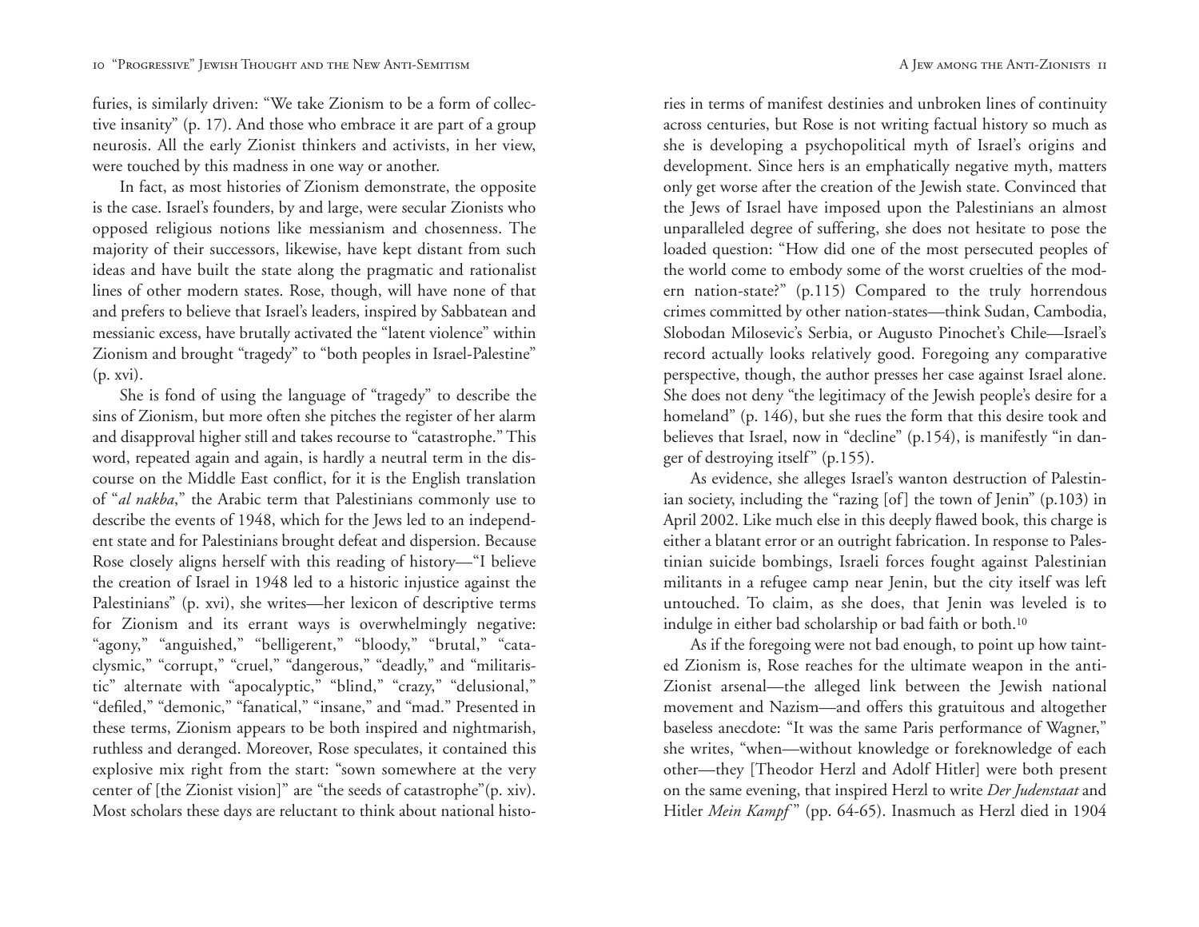furies, is similarly driven: "We take Zionism to be a form of collective insanity" (p. 17). And those who embrace it are part of a group neurosis. All the early Zionist thinkers and activists, in her view, were touched by this madness in one way or another.

In fact, as most histories of Zionism demonstrate, the opposite is the case. Israel's founders, by and large, were secular Zionists who opposed religious notions like messianism and chosenness. The majority of their successors, likewise, have kept distant from such ideas and have built the state along the pragmatic and rationalist lines of other modern states. Rose, though, will have none of that and prefers to believe that Israel's leaders, inspired by Sabbatean and messianic excess, have brutally activated the "latent violence" within Zionism and brought "tragedy" to "both peoples in Israel-Palestine" (p. xvi).

She is fond of using the language of "tragedy" to describe the sins of Zionism, but more often she pitches the register of her alarm and disapproval higher still and takes recourse to "catastrophe." This word, repeated again and again, is hardly a neutral term in the discourse on the Middle East conflict, for it is the English translation of "*al nakba*," the Arabic term that Palestinians commonly use to describe the events of 1948, which for the Jews led to an independent state and for Palestinians brought defeat and dispersion. Because Rose closely aligns herself with this reading of history—"I believe the creation of Israel in 1948 led to a historic injustice against the Palestinians" (p. xvi), she writes—her lexicon of descriptive terms for Zionism and its errant ways is overwhelmingly negative: "agony," "anguished," "belligerent," "bloody," "brutal," "cataclysmic," "corrupt," "cruel," "dangerous," "deadly," and "militaristic" alternate with "apocalyptic," "blind," "crazy," "delusional," "defiled," "demonic," "fanatical," "insane," and "mad." Presented in these terms, Zionism appears to be both inspired and nightmarish, ruthless and deranged. Moreover, Rose speculates, it contained this explosive mix right from the start: "sown somewhere at the very center of [the Zionist vision]" are "the seeds of catastrophe"(p. xiv). Most scholars these days are reluctant to think about national histories in terms of manifest destinies and unbroken lines of continuity across centuries, but Rose is not writing factual history so much as she is developing a psychopolitical myth of Israel's origins and development. Since hers is an emphatically negative myth, matters only get worse after the creation of the Jewish state. Convinced that the Jews of Israel have imposed upon the Palestinians an almost unparalleled degree of suffering, she does not hesitate to pose the loaded question: "How did one of the most persecuted peoples of the world come to embody some of the worst cruelties of the modern nation-state?" (p.115) Compared to the truly horrendous crimes committed by other nation-states—think Sudan, Cambodia, Slobodan Milosevic's Serbia, or Augusto Pinochet's Chile—Israel's record actually looks relatively good. Foregoing any comparative perspective, though, the author presses her case against Israel alone. She does not deny "the legitimacy of the Jewish people's desire for a homeland" (p. 146), but she rues the form that this desire took and believes that Israel, now in "decline" (p.154), is manifestly "in danger of destroying itself" (p.155).

As evidence, she alleges Israel's wanton destruction of Palestinian society, including the "razing [of] the town of Jenin" (p.103) in April 2002. Like much else in this deeply flawed book, this charge is either a blatant error or an outright fabrication. In response to Palestinian suicide bombings, Israeli forces fought against Palestinian militants in a refugee camp near Jenin, but the city itself was left untouched. To claim, as she does, that Jenin was leveled is to indulge in either bad scholarship or bad faith or both.[10]

As if the foregoing were not bad enough, to point up how tainted Zionism is, Rose reaches for the ultimate weapon in the anti-Zionist arsenal—the alleged link between the Jewish national movement and Nazism—and offers this gratuitous and altogether baseless anecdote: "It was the same Paris performance of Wagner," she writes, "when—without knowledge or foreknowledge of each other—they [Theodor Herzl and Adolf Hitler] were both present on the same evening, that inspired Herzl to write *Der Judenstaat* and Hitler *Mein Kampf*" (pp. 64-65). Inasmuch as Herzl died in 1904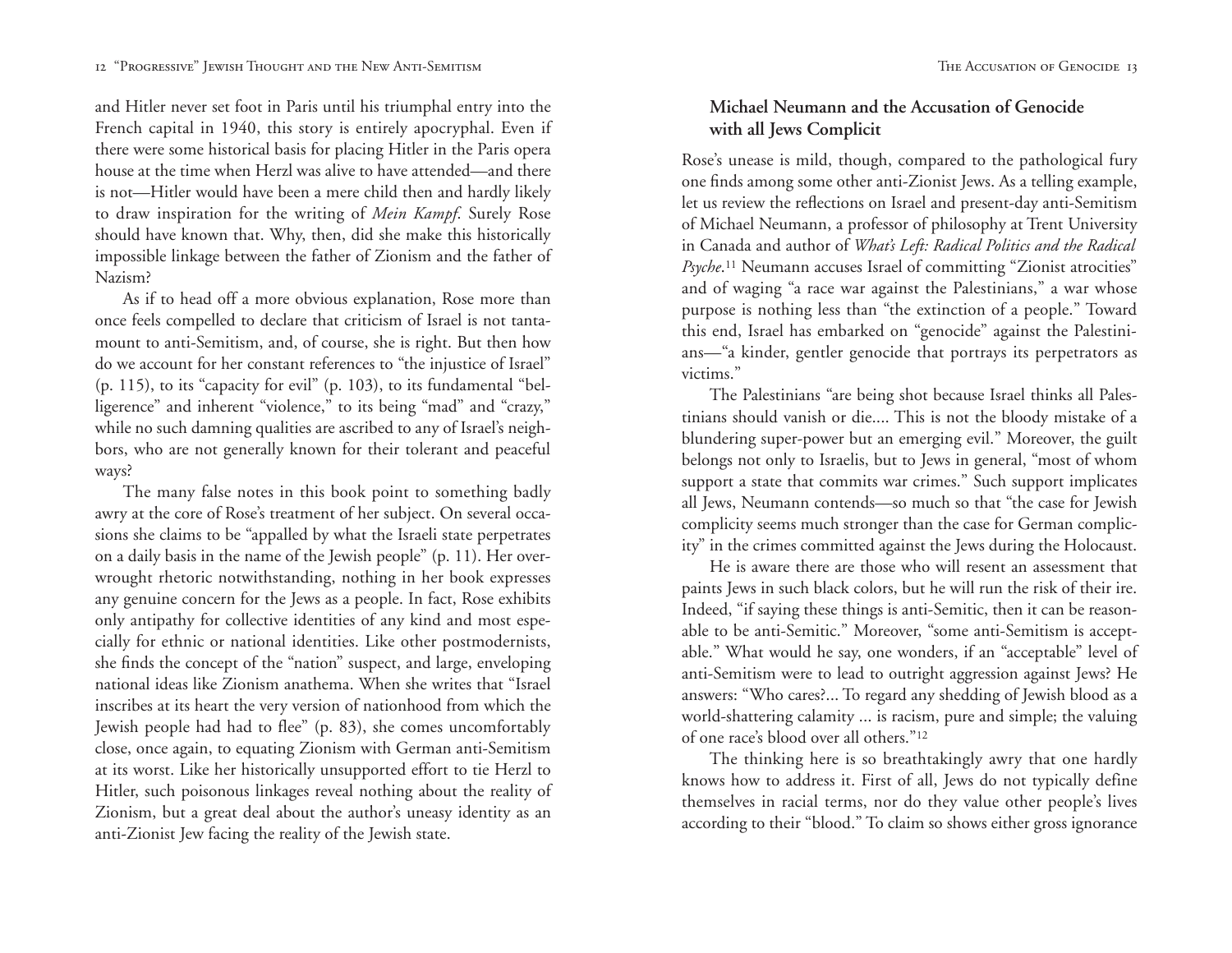and Hitler never set foot in Paris until his triumphal entry into the French capital in 1940, this story is entirely apocryphal. Even if there were some historical basis for placing Hitler in the Paris opera house at the time when Herzl was alive to have attended—and there is not—Hitler would have been a mere child then and hardly likely to draw inspiration for the writing of *Mein Kampf*. Surely Rose should have known that. Why, then, did she make this historically impossible linkage between the father of Zionism and the father of Nazism?

As if to head off a more obvious explanation, Rose more than once feels compelled to declare that criticism of Israel is not tantamount to anti-Semitism, and, of course, she is right. But then how do we account for her constant references to "the injustice of Israel" (p. 115), to its "capacity for evil" (p. 103), to its fundamental "belligerence" and inherent "violence," to its being "mad" and "crazy," while no such damning qualities are ascribed to any of Israel's neighbors, who are not generally known for their tolerant and peaceful ways?

The many false notes in this book point to something badly awry at the core of Rose's treatment of her subject. On several occasions she claims to be "appalled by what the Israeli state perpetrates on a daily basis in the name of the Jewish people" (p. 11). Her overwrought rhetoric notwithstanding, nothing in her book expresses any genuine concern for the Jews as a people. In fact, Rose exhibits only antipathy for collective identities of any kind and most especially for ethnic or national identities. Like other postmodernists, she finds the concept of the "nation" suspect, and large, enveloping national ideas like Zionism anathema. When she writes that "Israel inscribes at its heart the very version of nationhood from which the Jewish people had had to flee" (p. 83), she comes uncomfortably close, once again, to equating Zionism with German anti-Semitism at its worst. Like her historically unsupported effort to tie Herzl to Hitler, such poisonous linkages reveal nothing about the reality of Zionism, but a great deal about the author's uneasy identity as an anti-Zionist Jew facing the reality of the Jewish state.

### Michael Neumann and the Accusation of Genocide with all Jews Complicit

Rose's unease is mild, though, compared to the pathological fury one finds among some other anti-Zionist Jews. As a telling example, let us review the reflections on Israel and present-day anti-Semitism of Michael Neumann, a professor of philosophy at Trent University in Canada and author of *What's Left: Radical Politics and the Radical Psyche*.[11] Neumann accuses Israel of committing "Zionist atrocities" and of waging "a race war against the Palestinians," a war whose purpose is nothing less than "the extinction of a people." Toward this end, Israel has embarked on "genocide" against the Palestinians—"a kinder, gentler genocide that portrays its perpetrators as victims."

The Palestinians "are being shot because Israel thinks all Palestinians should vanish or die.... This is not the bloody mistake of a blundering super-power but an emerging evil." Moreover, the guilt belongs not only to Israelis, but to Jews in general, "most of whom support a state that commits war crimes." Such support implicates all Jews, Neumann contends—so much so that "the case for Jewish complicity seems much stronger than the case for German complicity" in the crimes committed against the Jews during the Holocaust.

He is aware there are those who will resent an assessment that paints Jews in such black colors, but he will run the risk of their ire. Indeed, "if saying these things is anti-Semitic, then it can be reasonable to be anti-Semitic." Moreover, "some anti-Semitism is acceptable." What would he say, one wonders, if an "acceptable" level of anti-Semitism were to lead to outright aggression against Jews? He answers: "Who cares?... To regard any shedding of Jewish blood as a world-shattering calamity ... is racism, pure and simple; the valuing of one race's blood over all others."[12]

The thinking here is so breathtakingly awry that one hardly knows how to address it. First of all, Jews do not typically define themselves in racial terms, nor do they value other people's lives according to their "blood." To claim so shows either gross ignorance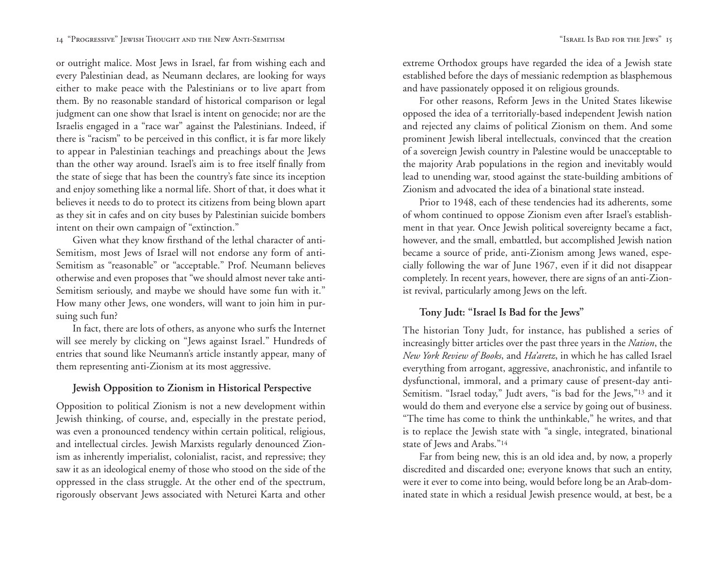or outright malice. Most Jews in Israel, far from wishing each and every Palestinian dead, as Neumann declares, are looking for ways either to make peace with the Palestinians or to live apart from them. By no reasonable standard of historical comparison or legal judgment can one show that Israel is intent on genocide; nor are the Israelis engaged in a "race war" against the Palestinians. Indeed, if there is "racism" to be perceived in this conflict, it is far more likely to appear in Palestinian teachings and preachings about the Jews than the other way around. Israel's aim is to free itself finally from the state of siege that has been the country's fate since its inception and enjoy something like a normal life. Short of that, it does what it believes it needs to do to protect its citizens from being blown apart as they sit in cafes and on city buses by Palestinian suicide bombers intent on their own campaign of "extinction."

Given what they know firsthand of the lethal character of anti-Semitism, most Jews of Israel will not endorse any form of anti-Semitism as "reasonable" or "acceptable." Prof. Neumann believes otherwise and even proposes that "we should almost never take anti-Semitism seriously, and maybe we should have some fun with it." How many other Jews, one wonders, will want to join him in pursuing such fun?

In fact, there are lots of others, as anyone who surfs the Internet will see merely by clicking on "Jews against Israel." Hundreds of entries that sound like Neumann's article instantly appear, many of them representing anti-Zionism at its most aggressive.

## Jewish Opposition to Zionism in Historical Perspective

Opposition to political Zionism is not a new development within Jewish thinking, of course, and, especially in the prestate period, was even a pronounced tendency within certain political, religious, and intellectual circles. Jewish Marxists regularly denounced Zionism as inherently imperialist, colonialist, racist, and repressive; they saw it as an ideological enemy of those who stood on the side of the oppressed in the class struggle. At the other end of the spectrum, rigorously observant Jews associated with Neturei Karta and other extreme Orthodox groups have regarded the idea of a Jewish state established before the days of messianic redemption as blasphemous and have passionately opposed it on religious grounds.

For other reasons, Reform Jews in the United States likewise opposed the idea of a territorially-based independent Jewish nation and rejected any claims of political Zionism on them. And some prominent Jewish liberal intellectuals, convinced that the creation of a sovereign Jewish country in Palestine would be unacceptable to the majority Arab populations in the region and inevitably would lead to unending war, stood against the state-building ambitions of Zionism and advocated the idea of a binational state instead.

Prior to 1948, each of these tendencies had its adherents, some of whom continued to oppose Zionism even after Israel's establishment in that year. Once Jewish political sovereignty became a fact, however, and the small, embattled, but accomplished Jewish nation became a source of pride, anti-Zionism among Jews waned, especially following the war of June 1967, even if it did not disappear completely. In recent years, however, there are signs of an anti-Zionist revival, particularly among Jews on the left.

## Tony Judt: "Israel Is Bad for the Jews"

The historian Tony Judt, for instance, has published a series of increasingly bitter articles over the past three years in the *Nation*, the *New York Review of Books*, and *Ha'aretz*, in which he has called Israel everything from arrogant, aggressive, anachronistic, and infantile to dysfunctional, immoral, and a primary cause of present-day anti-Semitism. "Israel today," Judt avers, "is bad for the Jews,"[13] and it would do them and everyone else a service by going out of business. "The time has come to think the unthinkable," he writes, and that is to replace the Jewish state with "a single, integrated, binational state of Jews and Arabs."[14]

Far from being new, this is an old idea and, by now, a properly discredited and discarded one; everyone knows that such an entity, were it ever to come into being, would before long be an Arab-dominated state in which a residual Jewish presence would, at best, be a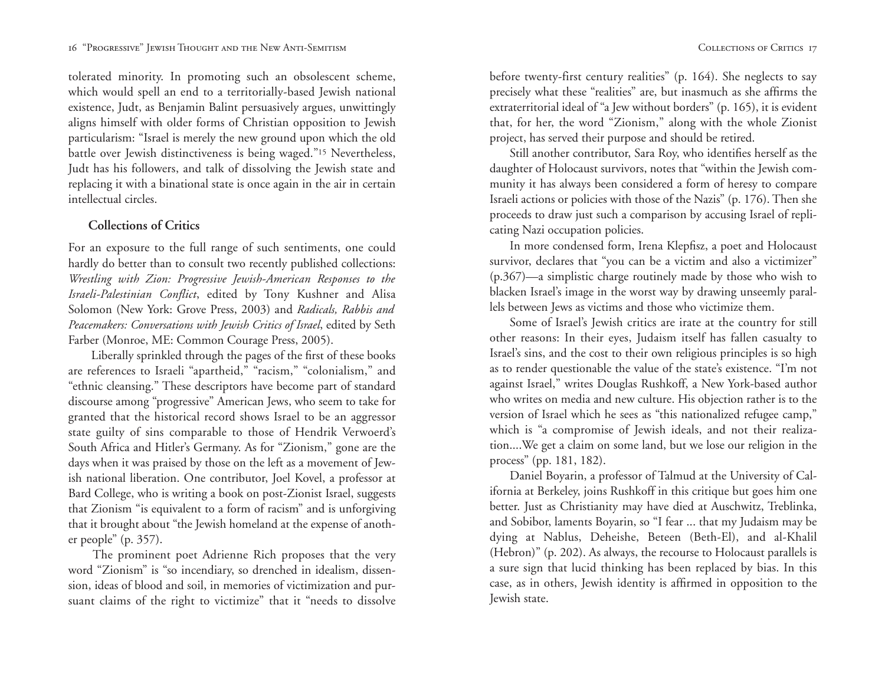tolerated minority. In promoting such an obsolescent scheme, which would spell an end to a territorially-based Jewish national existence, Judt, as Benjamin Balint persuasively argues, unwittingly aligns himself with older forms of Christian opposition to Jewish particularism: "Israel is merely the new ground upon which the old battle over Jewish distinctiveness is being waged."[15] Nevertheless, Judt has his followers, and talk of dissolving the Jewish state and replacing it with a binational state is once again in the air in certain intellectual circles.

### Collections of Critics

For an exposure to the full range of such sentiments, one could hardly do better than to consult two recently published collections: *Wrestling with Zion: Progressive Jewish-American Responses to the Israeli-Palestinian Conflict*, edited by Tony Kushner and Alisa Solomon (New York: Grove Press, 2003) and *Radicals, Rabbis and Peacemakers: Conversations with Jewish Critics of Israel*, edited by Seth Farber (Monroe, ME: Common Courage Press, 2005).

Liberally sprinkled through the pages of the first of these books are references to Israeli "apartheid," "racism," "colonialism," and "ethnic cleansing." These descriptors have become part of standard discourse among "progressive" American Jews, who seem to take for granted that the historical record shows Israel to be an aggressor state guilty of sins comparable to those of Hendrik Verwoerd's South Africa and Hitler's Germany. As for "Zionism," gone are the days when it was praised by those on the left as a movement of Jewish national liberation. One contributor, Joel Kovel, a professor at Bard College, who is writing a book on post-Zionist Israel, suggests that Zionism "is equivalent to a form of racism" and is unforgiving that it brought about "the Jewish homeland at the expense of another people" (p. 357).

The prominent poet Adrienne Rich proposes that the very word "Zionism" is "so incendiary, so drenched in idealism, dissension, ideas of blood and soil, in memories of victimization and pursuant claims of the right to victimize" that it "needs to dissolve before twenty-first century realities" (p. 164). She neglects to say precisely what these "realities" are, but inasmuch as she affirms the extraterritorial ideal of "a Jew without borders" (p. 165), it is evident that, for her, the word "Zionism," along with the whole Zionist project, has served their purpose and should be retired.

Still another contributor, Sara Roy, who identifies herself as the daughter of Holocaust survivors, notes that "within the Jewish community it has always been considered a form of heresy to compare Israeli actions or policies with those of the Nazis" (p. 176). Then she proceeds to draw just such a comparison by accusing Israel of replicating Nazi occupation policies.

In more condensed form, Irena Klepfisz, a poet and Holocaust survivor, declares that "you can be a victim and also a victimizer" (p.367)—a simplistic charge routinely made by those who wish to blacken Israel's image in the worst way by drawing unseemly parallels between Jews as victims and those who victimize them.

Some of Israel's Jewish critics are irate at the country for still other reasons: In their eyes, Judaism itself has fallen casualty to Israel's sins, and the cost to their own religious principles is so high as to render questionable the value of the state's existence. "I'm not against Israel," writes Douglas Rushkoff, a New York-based author who writes on media and new culture. His objection rather is to the version of Israel which he sees as "this nationalized refugee camp," which is "a compromise of Jewish ideals, and not their realization....We get a claim on some land, but we lose our religion in the process" (pp. 181, 182).

Daniel Boyarin, a professor of Talmud at the University of California at Berkeley, joins Rushkoff in this critique but goes him one better. Just as Christianity may have died at Auschwitz, Treblinka, and Sobibor, laments Boyarin, so "I fear ... that my Judaism may be dying at Nablus, Deheishe, Beteen (Beth-El), and al-Khalil (Hebron)" (p. 202). As always, the recourse to Holocaust parallels is a sure sign that lucid thinking has been replaced by bias. In this case, as in others, Jewish identity is affirmed in opposition to the Jewish state.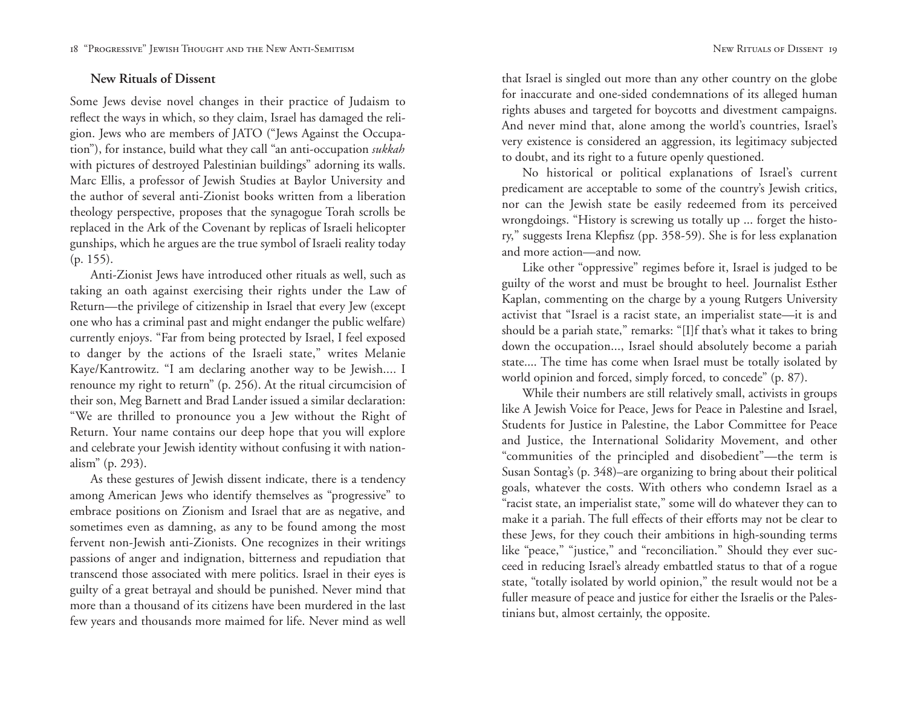### New Rituals of Dissent

Some Jews devise novel changes in their practice of Judaism to reflect the ways in which, so they claim, Israel has damaged the religion. Jews who are members of JATO ("Jews Against the Occupation"), for instance, build what they call "an anti-occupation *sukkah* with pictures of destroyed Palestinian buildings" adorning its walls. Marc Ellis, a professor of Jewish Studies at Baylor University and the author of several anti-Zionist books written from a liberation theology perspective, proposes that the synagogue Torah scrolls be replaced in the Ark of the Covenant by replicas of Israeli helicopter gunships, which he argues are the true symbol of Israeli reality today (p. 155).

Anti-Zionist Jews have introduced other rituals as well, such as taking an oath against exercising their rights under the Law of Return—the privilege of citizenship in Israel that every Jew (except one who has a criminal past and might endanger the public welfare) currently enjoys. "Far from being protected by Israel, I feel exposed to danger by the actions of the Israeli state," writes Melanie Kaye/Kantrowitz. "I am declaring another way to be Jewish.... I renounce my right to return" (p. 256). At the ritual circumcision of their son, Meg Barnett and Brad Lander issued a similar declaration: "We are thrilled to pronounce you a Jew without the Right of Return. Your name contains our deep hope that you will explore and celebrate your Jewish identity without confusing it with nationalism" (p. 293).

As these gestures of Jewish dissent indicate, there is a tendency among American Jews who identify themselves as "progressive" to embrace positions on Zionism and Israel that are as negative, and sometimes even as damning, as any to be found among the most fervent non-Jewish anti-Zionists. One recognizes in their writings passions of anger and indignation, bitterness and repudiation that transcend those associated with mere politics. Israel in their eyes is guilty of a great betrayal and should be punished. Never mind that more than a thousand of its citizens have been murdered in the last few years and thousands more maimed for life. Never mind as well that Israel is singled out more than any other country on the globe for inaccurate and one-sided condemnations of its alleged human rights abuses and targeted for boycotts and divestment campaigns. And never mind that, alone among the world's countries, Israel's very existence is considered an aggression, its legitimacy subjected to doubt, and its right to a future openly questioned.

No historical or political explanations of Israel's current predicament are acceptable to some of the country's Jewish critics, nor can the Jewish state be easily redeemed from its perceived wrongdoings. "History is screwing us totally up ... forget the history," suggests Irena Klepfisz (pp. 358-59). She is for less explanation and more action—and now.

Like other "oppressive" regimes before it, Israel is judged to be guilty of the worst and must be brought to heel. Journalist Esther Kaplan, commenting on the charge by a young Rutgers University activist that "Israel is a racist state, an imperialist state—it is and should be a pariah state," remarks: "[I]f that's what it takes to bring down the occupation..., Israel should absolutely become a pariah state.... The time has come when Israel must be totally isolated by world opinion and forced, simply forced, to concede" (p. 87).

While their numbers are still relatively small, activists in groups like A Jewish Voice for Peace, Jews for Peace in Palestine and Israel, Students for Justice in Palestine, the Labor Committee for Peace and Justice, the International Solidarity Movement, and other "communities of the principled and disobedient"—the term is Susan Sontag's (p. 348)–are organizing to bring about their political goals, whatever the costs. With others who condemn Israel as a "racist state, an imperialist state," some will do whatever they can to make it a pariah. The full effects of their efforts may not be clear to these Jews, for they couch their ambitions in high-sounding terms like "peace," "justice," and "reconciliation." Should they ever succeed in reducing Israel's already embattled status to that of a rogue state, "totally isolated by world opinion," the result would not be a fuller measure of peace and justice for either the Israelis or the Palestinians but, almost certainly, the opposite.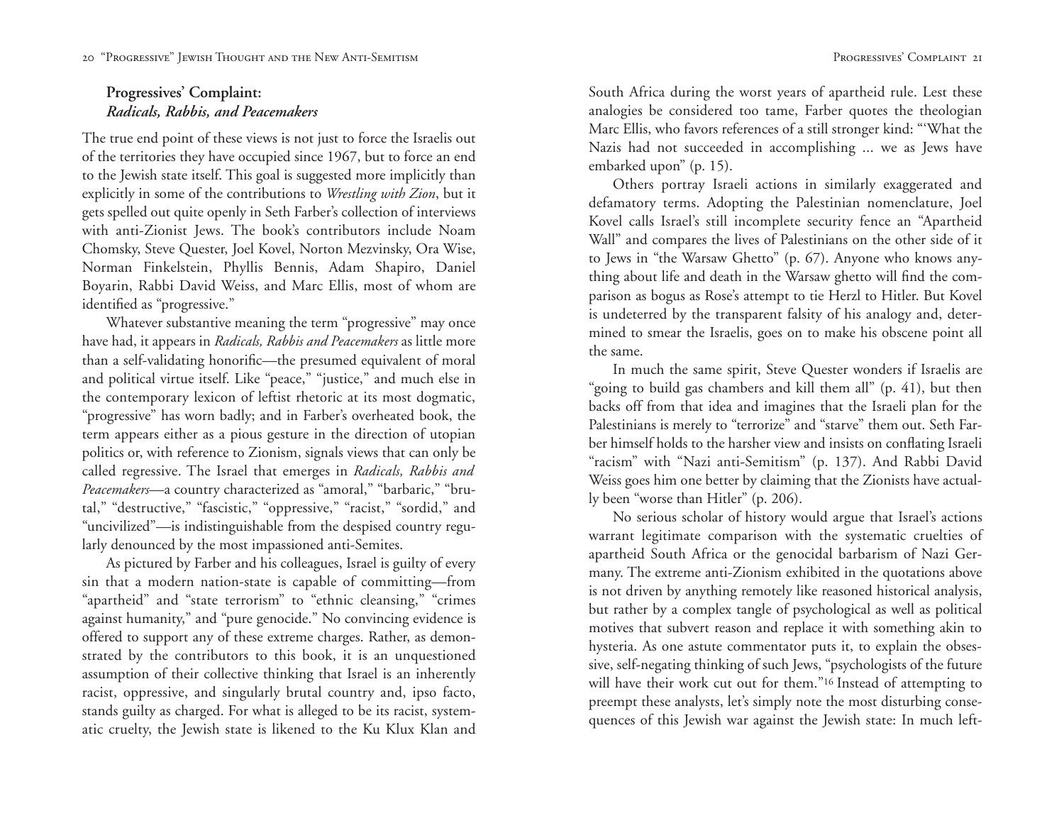## Progressives' Complaint: *Radicals, Rabbis, and Peacemakers*

The true end point of these views is not just to force the Israelis out of the territories they have occupied since 1967, but to force an end to the Jewish state itself. This goal is suggested more implicitly than explicitly in some of the contributions to *Wrestling with Zion*, but it gets spelled out quite openly in Seth Farber's collection of interviews with anti-Zionist Jews. The book's contributors include Noam Chomsky, Steve Quester, Joel Kovel, Norton Mezvinsky, Ora Wise, Norman Finkelstein, Phyllis Bennis, Adam Shapiro, Daniel Boyarin, Rabbi David Weiss, and Marc Ellis, most of whom are identified as "progressive."

Whatever substantive meaning the term "progressive" may once have had, it appears in *Radicals, Rabbis and Peacemakers* as little more than a self-validating honorific—the presumed equivalent of moral and political virtue itself. Like "peace," "justice," and much else in the contemporary lexicon of leftist rhetoric at its most dogmatic, "progressive" has worn badly; and in Farber's overheated book, the term appears either as a pious gesture in the direction of utopian politics or, with reference to Zionism, signals views that can only be called regressive. The Israel that emerges in *Radicals, Rabbis and Peacemakers*—a country characterized as "amoral," "barbaric," "brutal," "destructive," "fascistic," "oppressive," "racist," "sordid," and "uncivilized"—is indistinguishable from the despised country regularly denounced by the most impassioned anti-Semites.

As pictured by Farber and his colleagues, Israel is guilty of every sin that a modern nation-state is capable of committing—from "apartheid" and "state terrorism" to "ethnic cleansing," "crimes against humanity," and "pure genocide." No convincing evidence is offered to support any of these extreme charges. Rather, as demonstrated by the contributors to this book, it is an unquestioned assumption of their collective thinking that Israel is an inherently racist, oppressive, and singularly brutal country and, ipso facto, stands guilty as charged. For what is alleged to be its racist, systematic cruelty, the Jewish state is likened to the Ku Klux Klan and South Africa during the worst years of apartheid rule. Lest these analogies be considered too tame, Farber quotes the theologian Marc Ellis, who favors references of a still stronger kind: "'What the Nazis had not succeeded in accomplishing ... we as Jews have embarked upon" (p. 15).

Others portray Israeli actions in similarly exaggerated and defamatory terms. Adopting the Palestinian nomenclature, Joel Kovel calls Israel's still incomplete security fence an "Apartheid Wall" and compares the lives of Palestinians on the other side of it to Jews in "the Warsaw Ghetto" (p. 67). Anyone who knows anything about life and death in the Warsaw ghetto will find the comparison as bogus as Rose's attempt to tie Herzl to Hitler. But Kovel is undeterred by the transparent falsity of his analogy and, determined to smear the Israelis, goes on to make his obscene point all the same.

In much the same spirit, Steve Quester wonders if Israelis are "going to build gas chambers and kill them all" (p. 41), but then backs off from that idea and imagines that the Israeli plan for the Palestinians is merely to "terrorize" and "starve" them out. Seth Farber himself holds to the harsher view and insists on conflating Israeli "racism" with "Nazi anti-Semitism" (p. 137). And Rabbi David Weiss goes him one better by claiming that the Zionists have actually been "worse than Hitler" (p. 206).

No serious scholar of history would argue that Israel's actions warrant legitimate comparison with the systematic cruelties of apartheid South Africa or the genocidal barbarism of Nazi Germany. The extreme anti-Zionism exhibited in the quotations above is not driven by anything remotely like reasoned historical analysis, but rather by a complex tangle of psychological as well as political motives that subvert reason and replace it with something akin to hysteria. As one astute commentator puts it, to explain the obsessive, self-negating thinking of such Jews, "psychologists of the future will have their work cut out for them."[16] Instead of attempting to preempt these analysts, let's simply note the most disturbing consequences of this Jewish war against the Jewish state: In much left-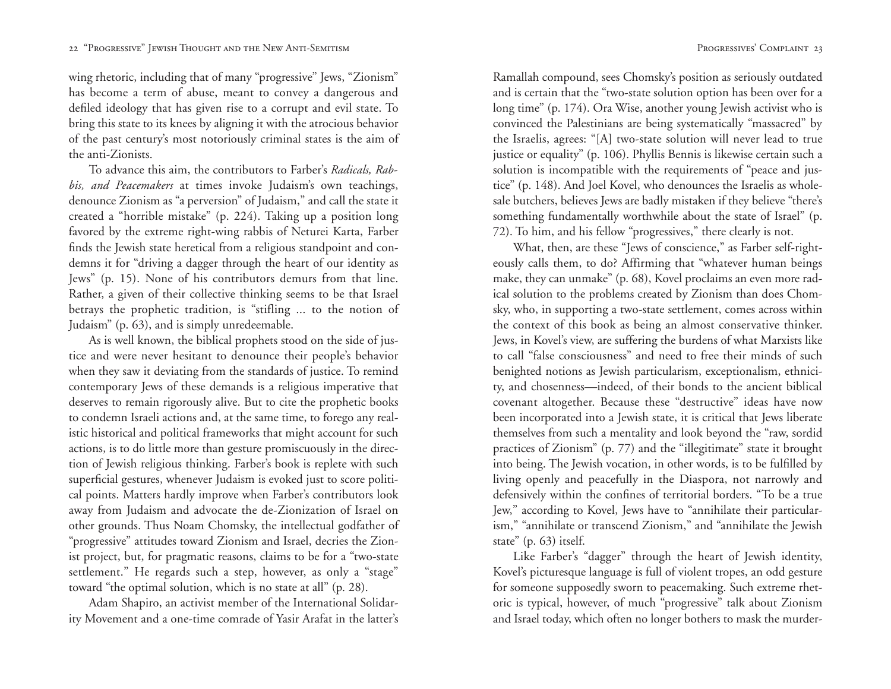wing rhetoric, including that of many "progressive" Jews, "Zionism" has become a term of abuse, meant to convey a dangerous and defiled ideology that has given rise to a corrupt and evil state. To bring this state to its knees by aligning it with the atrocious behavior of the past century's most notoriously criminal states is the aim of the anti-Zionists.

To advance this aim, the contributors to Farber's *Radicals, Rabbis, and Peacemakers* at times invoke Judaism's own teachings, denounce Zionism as "a perversion" of Judaism," and call the state it created a "horrible mistake" (p. 224). Taking up a position long favored by the extreme right-wing rabbis of Neturei Karta, Farber finds the Jewish state heretical from a religious standpoint and condemns it for "driving a dagger through the heart of our identity as Jews" (p. 15). None of his contributors demurs from that line. Rather, a given of their collective thinking seems to be that Israel betrays the prophetic tradition, is "stifling ... to the notion of Judaism" (p. 63), and is simply unredeemable.

As is well known, the biblical prophets stood on the side of justice and were never hesitant to denounce their people's behavior when they saw it deviating from the standards of justice. To remind contemporary Jews of these demands is a religious imperative that deserves to remain rigorously alive. But to cite the prophetic books to condemn Israeli actions and, at the same time, to forego any realistic historical and political frameworks that might account for such actions, is to do little more than gesture promiscuously in the direction of Jewish religious thinking. Farber's book is replete with such superficial gestures, whenever Judaism is evoked just to score political points. Matters hardly improve when Farber's contributors look away from Judaism and advocate the de-Zionization of Israel on other grounds. Thus Noam Chomsky, the intellectual godfather of "progressive" attitudes toward Zionism and Israel, decries the Zionist project, but, for pragmatic reasons, claims to be for a "two-state settlement." He regards such a step, however, as only a "stage" toward "the optimal solution, which is no state at all" (p. 28).

Adam Shapiro, an activist member of the International Solidarity Movement and a one-time comrade of Yasir Arafat in the latter's Ramallah compound, sees Chomsky's position as seriously outdated and is certain that the "two-state solution option has been over for a long time" (p. 174). Ora Wise, another young Jewish activist who is convinced the Palestinians are being systematically "massacred" by the Israelis, agrees: "[A] two-state solution will never lead to true justice or equality" (p. 106). Phyllis Bennis is likewise certain such a solution is incompatible with the requirements of "peace and justice" (p. 148). And Joel Kovel, who denounces the Israelis as wholesale butchers, believes Jews are badly mistaken if they believe "there's something fundamentally worthwhile about the state of Israel" (p. 72). To him, and his fellow "progressives," there clearly is not.

What, then, are these "Jews of conscience," as Farber self-righteously calls them, to do? Affirming that "whatever human beings make, they can unmake" (p. 68), Kovel proclaims an even more radical solution to the problems created by Zionism than does Chomsky, who, in supporting a two-state settlement, comes across within the context of this book as being an almost conservative thinker. Jews, in Kovel's view, are suffering the burdens of what Marxists like to call "false consciousness" and need to free their minds of such benighted notions as Jewish particularism, exceptionalism, ethnicity, and chosenness—indeed, of their bonds to the ancient biblical covenant altogether. Because these "destructive" ideas have now been incorporated into a Jewish state, it is critical that Jews liberate themselves from such a mentality and look beyond the "raw, sordid practices of Zionism" (p. 77) and the "illegitimate" state it brought into being. The Jewish vocation, in other words, is to be fulfilled by living openly and peacefully in the Diaspora, not narrowly and defensively within the confines of territorial borders. "To be a true Jew," according to Kovel, Jews have to "annihilate their particularism," "annihilate or transcend Zionism," and "annihilate the Jewish state" (p. 63) itself.

Like Farber's "dagger" through the heart of Jewish identity, Kovel's picturesque language is full of violent tropes, an odd gesture for someone supposedly sworn to peacemaking. Such extreme rhetoric is typical, however, of much "progressive" talk about Zionism and Israel today, which often no longer bothers to mask the murder-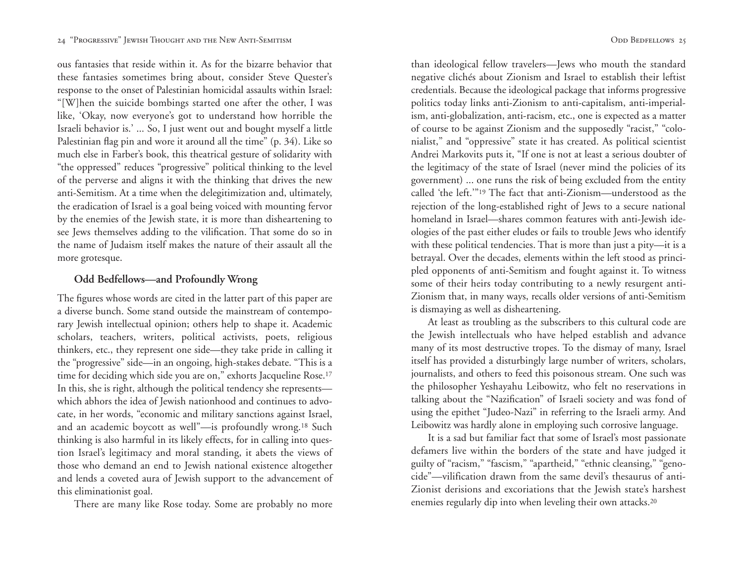ous fantasies that reside within it. As for the bizarre behavior that these fantasies sometimes bring about, consider Steve Quester's response to the onset of Palestinian homicidal assaults within Israel: "[W]hen the suicide bombings started one after the other, I was like, 'Okay, now everyone's got to understand how horrible the Israeli behavior is.' ... So, I just went out and bought myself a little Palestinian flag pin and wore it around all the time" (p. 34). Like so much else in Farber's book, this theatrical gesture of solidarity with "the oppressed" reduces "progressive" political thinking to the level of the perverse and aligns it with the thinking that drives the new anti-Semitism. At a time when the delegitimization and, ultimately, the eradication of Israel is a goal being voiced with mounting fervor by the enemies of the Jewish state, it is more than disheartening to see Jews themselves adding to the vilification. That some do so in the name of Judaism itself makes the nature of their assault all the more grotesque.

### Odd Bedfellows—and Profoundly Wrong

The figures whose words are cited in the latter part of this paper are a diverse bunch. Some stand outside the mainstream of contemporary Jewish intellectual opinion; others help to shape it. Academic scholars, teachers, writers, political activists, poets, religious thinkers, etc., they represent one side—they take pride in calling it the "progressive" side—in an ongoing, high-stakes debate. "This is a time for deciding which side you are on," exhorts Jacqueline Rose.[17] In this, she is right, although the political tendency she represents—which abhors the idea of Jewish nationhood and continues to advocate, in her words, "economic and military sanctions against Israel, and an academic boycott as well"—is profoundly wrong.[18] Such thinking is also harmful in its likely effects, for in calling into question Israel's legitimacy and moral standing, it abets the views of those who demand an end to Jewish national existence altogether and lends a coveted aura of Jewish support to the advancement of this eliminationist goal.

There are many like Rose today. Some are probably no more than ideological fellow travelers—Jews who mouth the standard negative clichés about Zionism and Israel to establish their leftist credentials. Because the ideological package that informs progressive politics today links anti-Zionism to anti-capitalism, anti-imperialism, anti-globalization, anti-racism, etc., one is expected as a matter of course to be against Zionism and the supposedly "racist," "colonialist," and "oppressive" state it has created. As political scientist Andrei Markovits puts it, "If one is not at least a serious doubter of the legitimacy of the state of Israel (never mind the policies of its government) ... one runs the risk of being excluded from the entity called 'the left.'"[19] The fact that anti-Zionism—understood as the rejection of the long-established right of Jews to a secure national homeland in Israel—shares common features with anti-Jewish ideologies of the past either eludes or fails to trouble Jews who identify with these political tendencies. That is more than just a pity—it is a betrayal. Over the decades, elements within the left stood as principled opponents of anti-Semitism and fought against it. To witness some of their heirs today contributing to a newly resurgent anti-Zionism that, in many ways, recalls older versions of anti-Semitism is dismaying as well as disheartening.

At least as troubling as the subscribers to this cultural code are the Jewish intellectuals who have helped establish and advance many of its most destructive tropes. To the dismay of many, Israel itself has provided a disturbingly large number of writers, scholars, journalists, and others to feed this poisonous stream. One such was the philosopher Yeshayahu Leibowitz, who felt no reservations in talking about the "Nazification" of Israeli society and was fond of using the epithet "Judeo-Nazi" in referring to the Israeli army. And Leibowitz was hardly alone in employing such corrosive language.

It is a sad but familiar fact that some of Israel's most passionate defamers live within the borders of the state and have judged it guilty of "racism," "fascism," "apartheid," "ethnic cleansing," "genocide"—vilification drawn from the same devil's thesaurus of anti-Zionist derisions and excoriations that the Jewish state's harshest enemies regularly dip into when leveling their own attacks.[20]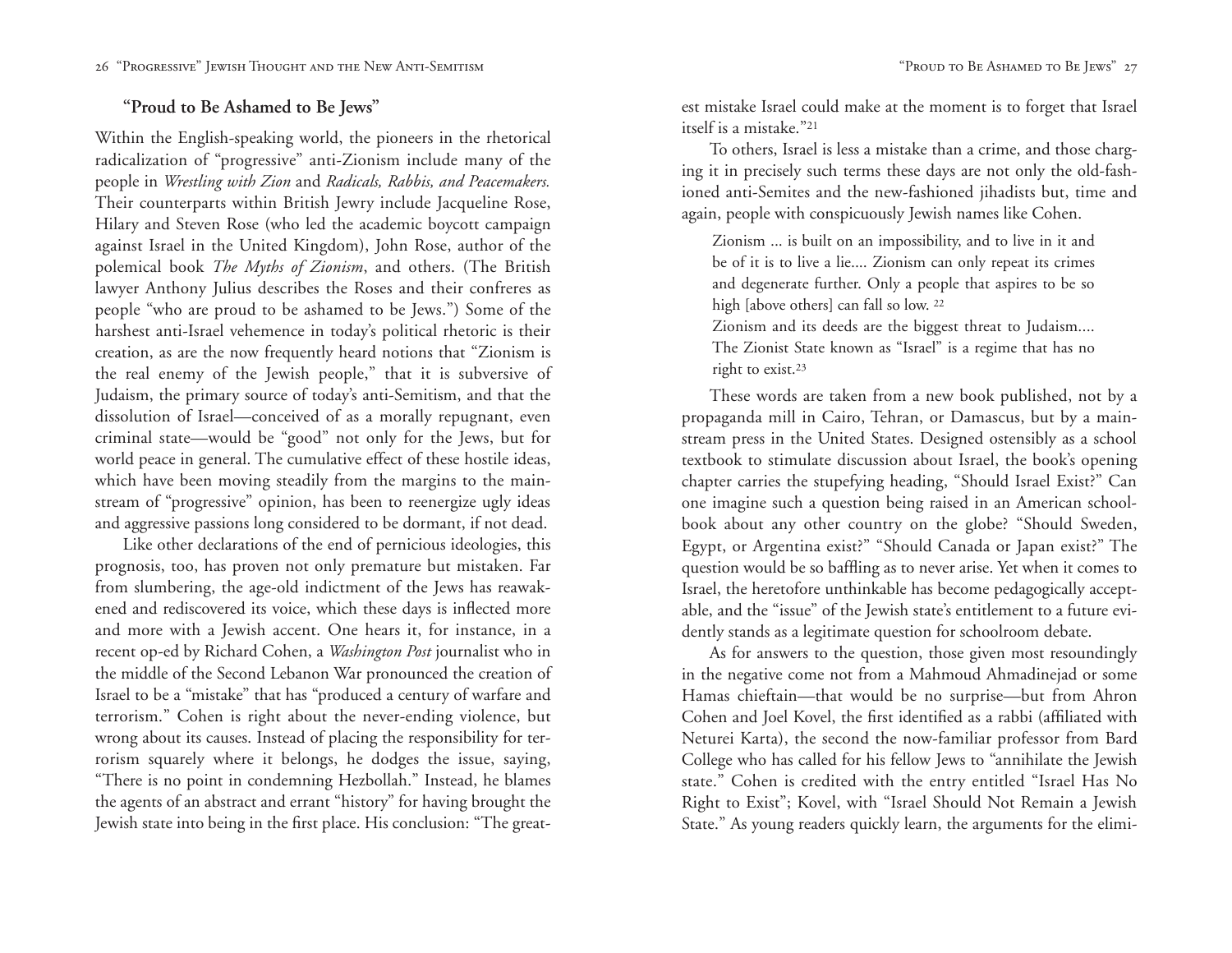### "Proud to Be Ashamed to Be Jews"

Within the English-speaking world, the pioneers in the rhetorical radicalization of "progressive" anti-Zionism include many of the people in *Wrestling with Zion* and *Radicals, Rabbis, and Peacemakers.* Their counterparts within British Jewry include Jacqueline Rose, Hilary and Steven Rose (who led the academic boycott campaign against Israel in the United Kingdom), John Rose, author of the polemical book *The Myths of Zionism*, and others. (The British lawyer Anthony Julius describes the Roses and their confreres as people "who are proud to be ashamed to be Jews.") Some of the harshest anti-Israel vehemence in today's political rhetoric is their creation, as are the now frequently heard notions that "Zionism is the real enemy of the Jewish people," that it is subversive of Judaism, the primary source of today's anti-Semitism, and that the dissolution of Israel—conceived of as a morally repugnant, even criminal state—would be "good" not only for the Jews, but for world peace in general. The cumulative effect of these hostile ideas, which have been moving steadily from the margins to the mainstream of "progressive" opinion, has been to reenergize ugly ideas and aggressive passions long considered to be dormant, if not dead.

Like other declarations of the end of pernicious ideologies, this prognosis, too, has proven not only premature but mistaken. Far from slumbering, the age-old indictment of the Jews has reawakened and rediscovered its voice, which these days is inflected more and more with a Jewish accent. One hears it, for instance, in a recent op-ed by Richard Cohen, a *Washington Post* journalist who in the middle of the Second Lebanon War pronounced the creation of Israel to be a "mistake" that has "produced a century of warfare and terrorism." Cohen is right about the never-ending violence, but wrong about its causes. Instead of placing the responsibility for terrorism squarely where it belongs, he dodges the issue, saying, "There is no point in condemning Hezbollah." Instead, he blames the agents of an abstract and errant "history" for having brought the Jewish state into being in the first place. His conclusion: "The greatest mistake Israel could make at the moment is to forget that Israel itself is a mistake."[21]

To others, Israel is less a mistake than a crime, and those charging it in precisely such terms these days are not only the old-fashioned anti-Semites and the new-fashioned jihadists but, time and again, people with conspicuously Jewish names like Cohen.

> Zionism ... is built on an impossibility, and to live in it and be of it is to live a lie.... Zionism can only repeat its crimes and degenerate further. Only a people that aspires to be so high [above others] can fall so low. [22]
>
> Zionism and its deeds are the biggest threat to Judaism.... The Zionist State known as "Israel" is a regime that has no right to exist.[23]

These words are taken from a new book published, not by a propaganda mill in Cairo, Tehran, or Damascus, but by a mainstream press in the United States. Designed ostensibly as a school textbook to stimulate discussion about Israel, the book's opening chapter carries the stupefying heading, "Should Israel Exist?" Can one imagine such a question being raised in an American schoolbook about any other country on the globe? "Should Sweden, Egypt, or Argentina exist?" "Should Canada or Japan exist?" The question would be so baffling as to never arise. Yet when it comes to Israel, the heretofore unthinkable has become pedagogically acceptable, and the "issue" of the Jewish state's entitlement to a future evidently stands as a legitimate question for schoolroom debate.

As for answers to the question, those given most resoundingly in the negative come not from a Mahmoud Ahmadinejad or some Hamas chieftain—that would be no surprise—but from Ahron Cohen and Joel Kovel, the first identified as a rabbi (affiliated with Neturei Karta), the second the now-familiar professor from Bard College who has called for his fellow Jews to "annihilate the Jewish state." Cohen is credited with the entry entitled "Israel Has No Right to Exist"; Kovel, with "Israel Should Not Remain a Jewish State." As young readers quickly learn, the arguments for the elimi-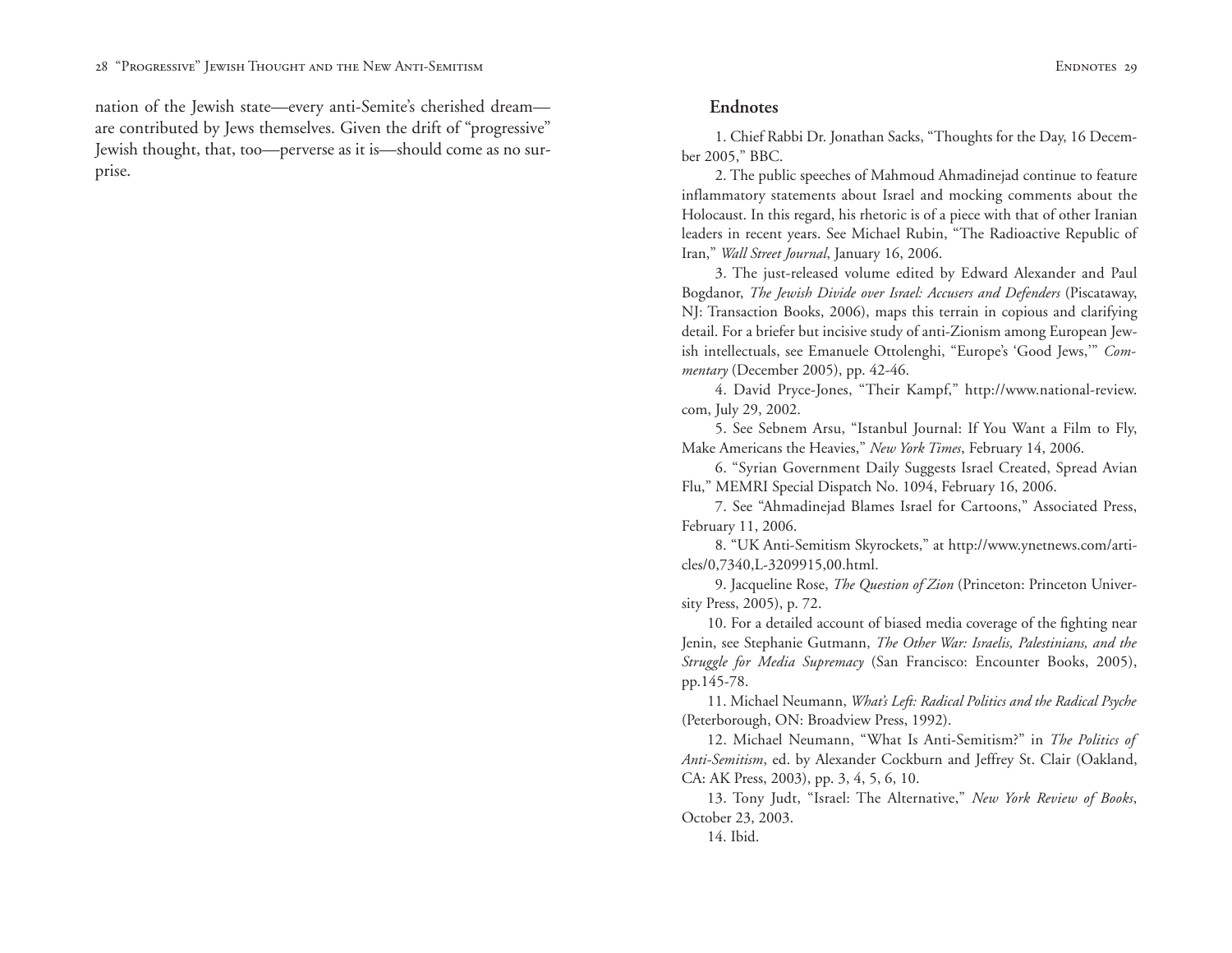nation of the Jewish state—every anti-Semite's cherished dream—are contributed by Jews themselves. Given the drift of "progressive" Jewish thought, that, too—perverse as it is—should come as no surprise.

## Endnotes

1. Chief Rabbi Dr. Jonathan Sacks, "Thoughts for the Day, 16 December 2005," BBC.

2. The public speeches of Mahmoud Ahmadinejad continue to feature inflammatory statements about Israel and mocking comments about the Holocaust. In this regard, his rhetoric is of a piece with that of other Iranian leaders in recent years. See Michael Rubin, "The Radioactive Republic of Iran," *Wall Street Journal*, January 16, 2006.

3. The just-released volume edited by Edward Alexander and Paul Bogdanor, *The Jewish Divide over Israel: Accusers and Defenders* (Piscataway, NJ: Transaction Books, 2006), maps this terrain in copious and clarifying detail. For a briefer but incisive study of anti-Zionism among European Jewish intellectuals, see Emanuele Ottolenghi, "Europe's 'Good Jews,'" *Commentary* (December 2005), pp. 42-46.

4. David Pryce-Jones, "Their Kampf," http://www.national-review.com, July 29, 2002.

5. See Sebnem Arsu, "Istanbul Journal: If You Want a Film to Fly, Make Americans the Heavies," *New York Times*, February 14, 2006.

6. "Syrian Government Daily Suggests Israel Created, Spread Avian Flu," MEMRI Special Dispatch No. 1094, February 16, 2006.

7. See "Ahmadinejad Blames Israel for Cartoons," Associated Press, February 11, 2006.

8. "UK Anti-Semitism Skyrockets," at http://www.ynetnews.com/articles/0,7340,L-3209915,00.html.

9. Jacqueline Rose, *The Question of Zion* (Princeton: Princeton University Press, 2005), p. 72.

10. For a detailed account of biased media coverage of the fighting near Jenin, see Stephanie Gutmann, *The Other War: Israelis, Palestinians, and the Struggle for Media Supremacy* (San Francisco: Encounter Books, 2005), pp.145-78.

11. Michael Neumann, *What's Left: Radical Politics and the Radical Psyche* (Peterborough, ON: Broadview Press, 1992).

12. Michael Neumann, "What Is Anti-Semitism?" in *The Politics of Anti-Semitism*, ed. by Alexander Cockburn and Jeffrey St. Clair (Oakland, CA: AK Press, 2003), pp. 3, 4, 5, 6, 10.

13. Tony Judt, "Israel: The Alternative," *New York Review of Books*, October 23, 2003.

14. Ibid.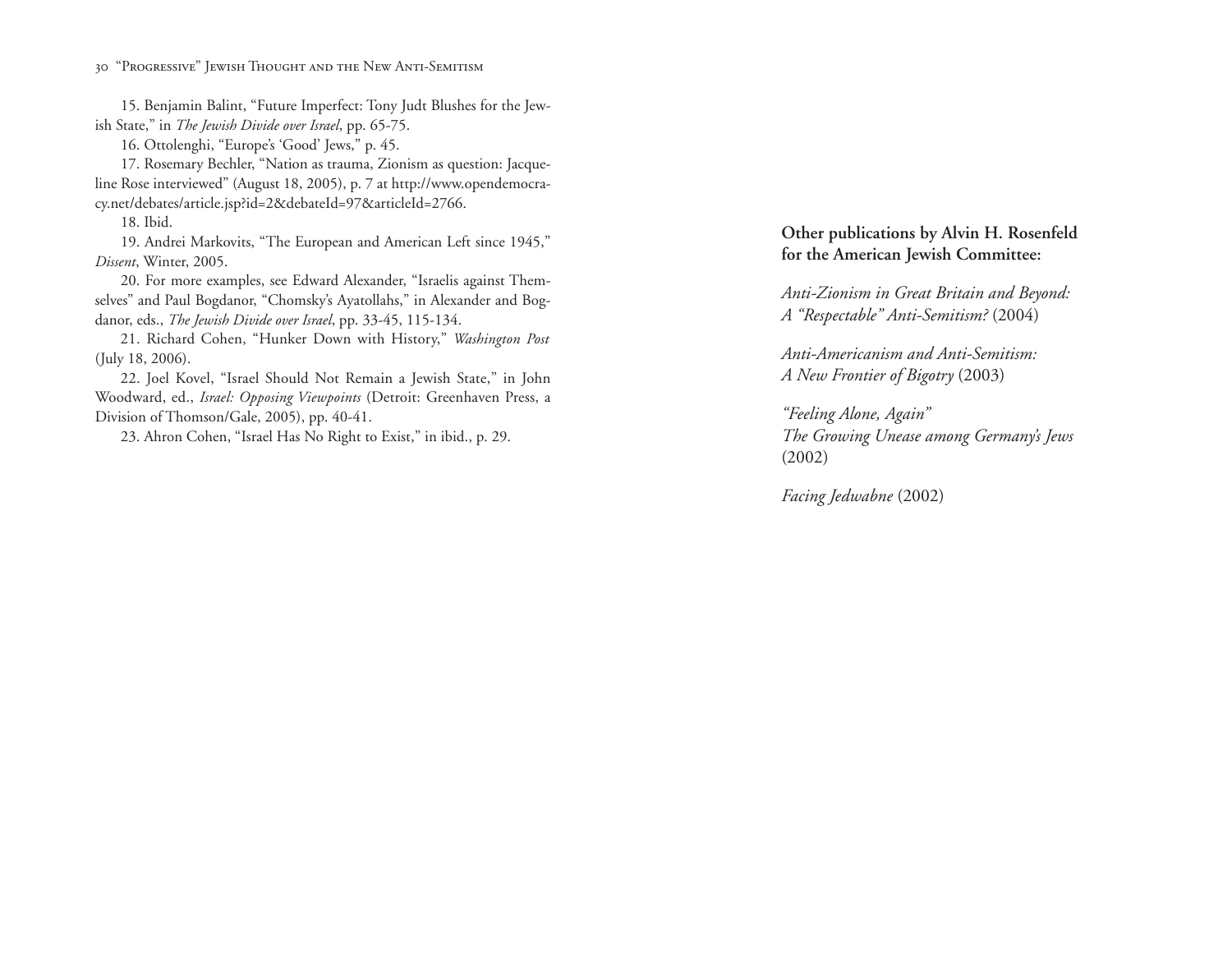15. Benjamin Balint, "Future Imperfect: Tony Judt Blushes for the Jewish State," in *The Jewish Divide over Israel*, pp. 65-75.

16. Ottolenghi, "Europe's 'Good' Jews," p. 45.

17. Rosemary Bechler, "Nation as trauma, Zionism as question: Jacqueline Rose interviewed" (August 18, 2005), p. 7 at http://www.opendemocracy.net/debates/article.jsp?id=2&debateId=97&articleId=2766.

18. Ibid.

19. Andrei Markovits, "The European and American Left since 1945," *Dissent*, Winter, 2005.

20. For more examples, see Edward Alexander, "Israelis against Themselves" and Paul Bogdanor, "Chomsky's Ayatollahs," in Alexander and Bogdanor, eds., *The Jewish Divide over Israel*, pp. 33-45, 115-134.

21. Richard Cohen, "Hunker Down with History," *Washington Post* (July 18, 2006).

22. Joel Kovel, "Israel Should Not Remain a Jewish State," in John Woodward, ed., *Israel: Opposing Viewpoints* (Detroit: Greenhaven Press, a Division of Thomson/Gale, 2005), pp. 40-41.

23. Ahron Cohen, "Israel Has No Right to Exist," in ibid., p. 29.

**Other publications by Alvin H. Rosenfeld for the American Jewish Committee:**

*Anti-Zionism in Great Britain and Beyond: A "Respectable" Anti-Semitism?* (2004)

*Anti-Americanism and Anti-Semitism: A New Frontier of Bigotry* (2003)

*"Feeling Alone, Again" The Growing Unease among Germany's Jews* (2002)

*Facing Jedwabne* (2002)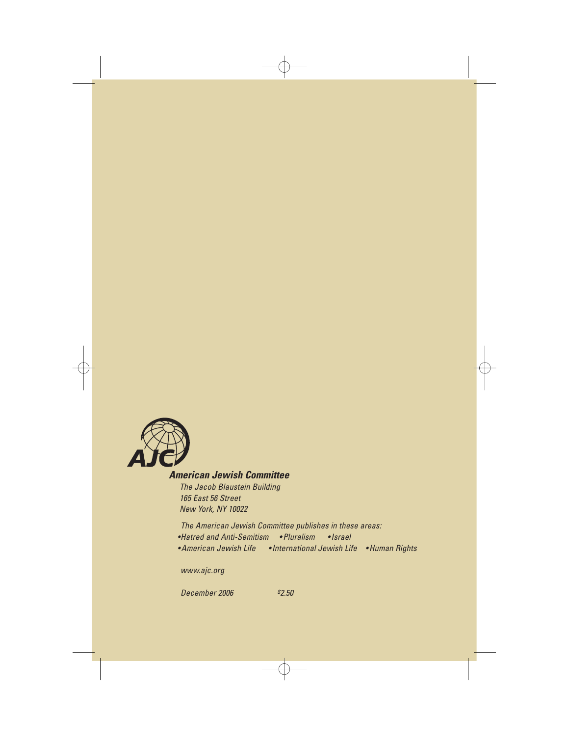AJC

***American Jewish Committee***

*The Jacob Blaustein Building*
*165 East 56 Street*
*New York, NY 10022*

*The American Jewish Committee publishes in these areas:*

- *Hatred and Anti-Semitism*
- *Pluralism*
- *Israel*
- *American Jewish Life*
- *International Jewish Life*
- *Human Rights*

*www.ajc.org*

*December 2006* *$2.50*